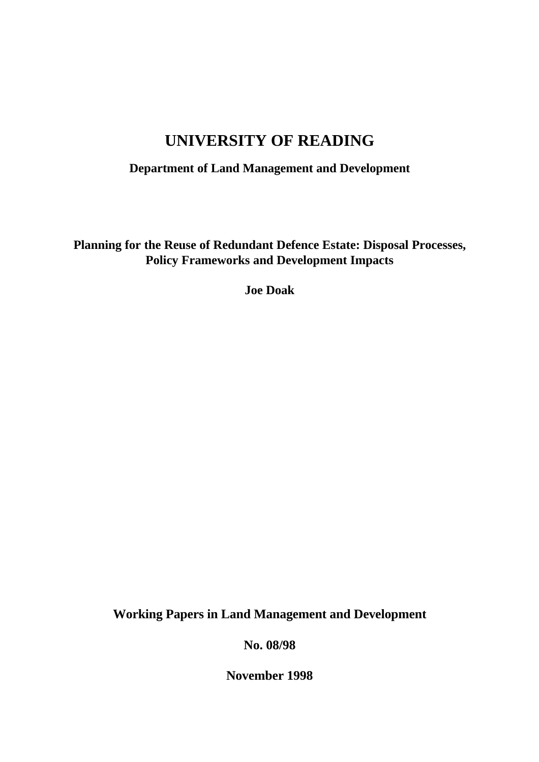# UNIVERSITY OF READING

**Department of Land Management and Development**

**Planning for the Reuse of Redundant Defence Estate: Disposal Processes, Policy Frameworks and Development Impacts**

**Joe Doak**

**Working Papers in Land Management and Development**

**No. 08/98**

**November 1998**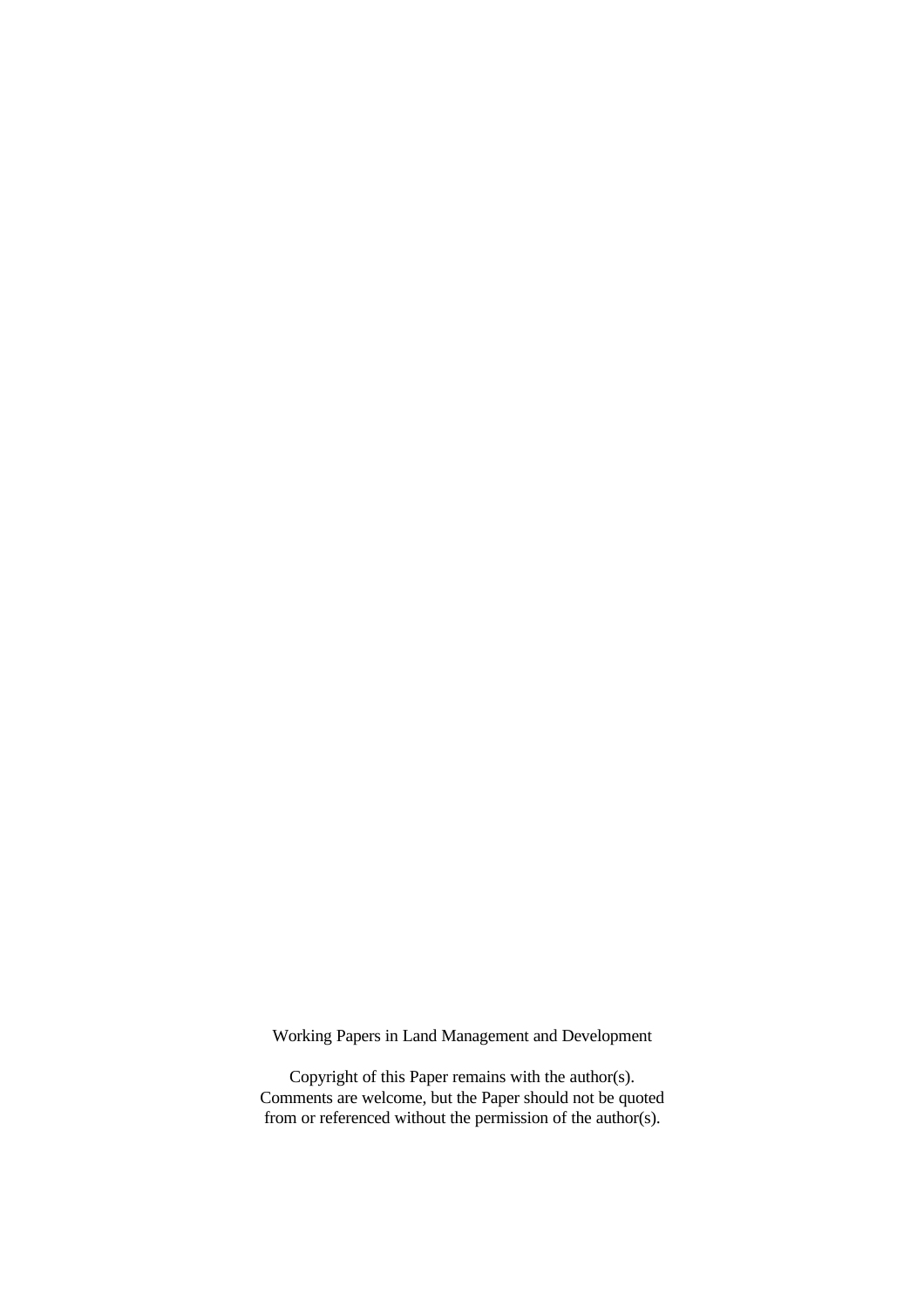Working Papers in Land Management and Development

Copyright of this Paper remains with the author(s).
Comments are welcome, but the Paper should not be quoted
from or referenced without the permission of the author(s).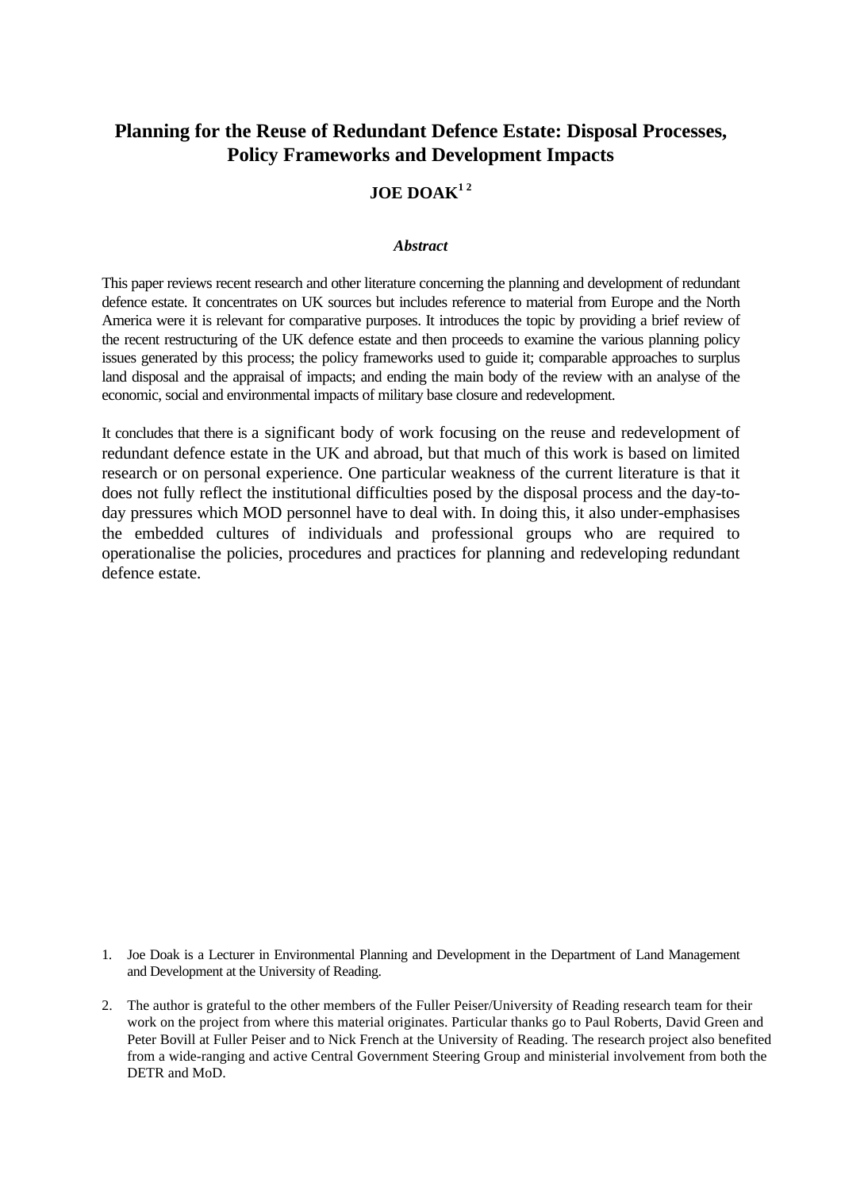# Planning for the Reuse of Redundant Defence Estate: Disposal Processes, Policy Frameworks and Development Impacts

**JOE DOAK[1 2]**

***Abstract***

This paper reviews recent research and other literature concerning the planning and development of redundant defence estate. It concentrates on UK sources but includes reference to material from Europe and the North America were it is relevant for comparative purposes. It introduces the topic by providing a brief review of the recent restructuring of the UK defence estate and then proceeds to examine the various planning policy issues generated by this process; the policy frameworks used to guide it; comparable approaches to surplus land disposal and the appraisal of impacts; and ending the main body of the review with an analyse of the economic, social and environmental impacts of military base closure and redevelopment.

It concludes that there is a significant body of work focusing on the reuse and redevelopment of redundant defence estate in the UK and abroad, but that much of this work is based on limited research or on personal experience. One particular weakness of the current literature is that it does not fully reflect the institutional difficulties posed by the disposal process and the day-to-day pressures which MOD personnel have to deal with. In doing this, it also under-emphasises the embedded cultures of individuals and professional groups who are required to operationalise the policies, procedures and practices for planning and redeveloping redundant defence estate.

1. Joe Doak is a Lecturer in Environmental Planning and Development in the Department of Land Management and Development at the University of Reading.

2. The author is grateful to the other members of the Fuller Peiser/University of Reading research team for their work on the project from where this material originates. Particular thanks go to Paul Roberts, David Green and Peter Bovill at Fuller Peiser and to Nick French at the University of Reading. The research project also benefited from a wide-ranging and active Central Government Steering Group and ministerial involvement from both the DETR and MoD.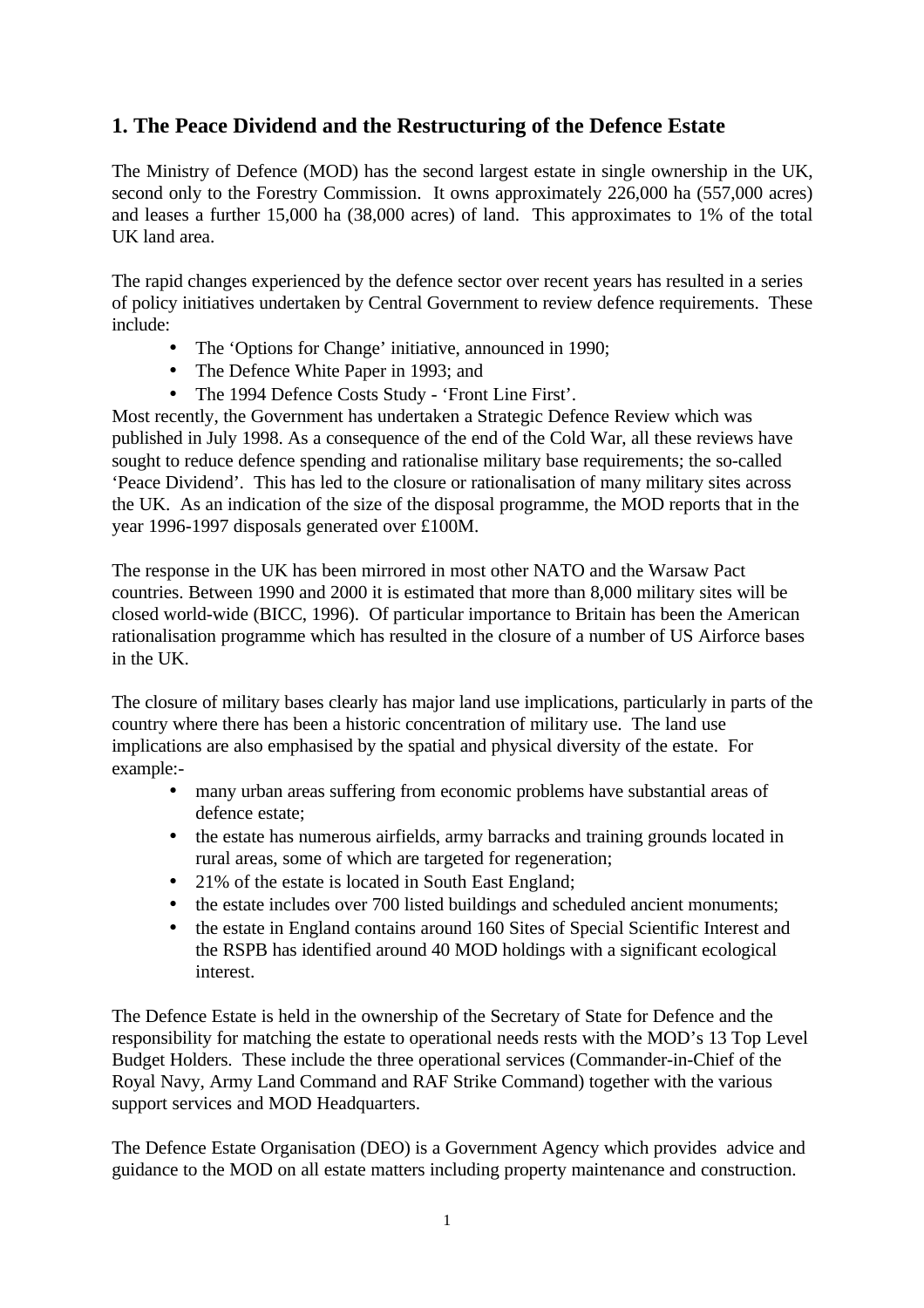## 1. The Peace Dividend and the Restructuring of the Defence Estate

The Ministry of Defence (MOD) has the second largest estate in single ownership in the UK, second only to the Forestry Commission. It owns approximately 226,000 ha (557,000 acres) and leases a further 15,000 ha (38,000 acres) of land. This approximates to 1% of the total UK land area.

The rapid changes experienced by the defence sector over recent years has resulted in a series of policy initiatives undertaken by Central Government to review defence requirements. These include:

- The 'Options for Change' initiative, announced in 1990;
- The Defence White Paper in 1993; and
- The 1994 Defence Costs Study - 'Front Line First'.

Most recently, the Government has undertaken a Strategic Defence Review which was published in July 1998. As a consequence of the end of the Cold War, all these reviews have sought to reduce defence spending and rationalise military base requirements; the so-called 'Peace Dividend'. This has led to the closure or rationalisation of many military sites across the UK. As an indication of the size of the disposal programme, the MOD reports that in the year 1996-1997 disposals generated over £100M.

The response in the UK has been mirrored in most other NATO and the Warsaw Pact countries. Between 1990 and 2000 it is estimated that more than 8,000 military sites will be closed world-wide (BICC, 1996). Of particular importance to Britain has been the American rationalisation programme which has resulted in the closure of a number of US Airforce bases in the UK.

The closure of military bases clearly has major land use implications, particularly in parts of the country where there has been a historic concentration of military use. The land use implications are also emphasised by the spatial and physical diversity of the estate. For example:-

- many urban areas suffering from economic problems have substantial areas of defence estate;
- the estate has numerous airfields, army barracks and training grounds located in rural areas, some of which are targeted for regeneration;
- 21% of the estate is located in South East England;
- the estate includes over 700 listed buildings and scheduled ancient monuments;
- the estate in England contains around 160 Sites of Special Scientific Interest and the RSPB has identified around 40 MOD holdings with a significant ecological interest.

The Defence Estate is held in the ownership of the Secretary of State for Defence and the responsibility for matching the estate to operational needs rests with the MOD's 13 Top Level Budget Holders. These include the three operational services (Commander-in-Chief of the Royal Navy, Army Land Command and RAF Strike Command) together with the various support services and MOD Headquarters.

The Defence Estate Organisation (DEO) is a Government Agency which provides advice and guidance to the MOD on all estate matters including property maintenance and construction.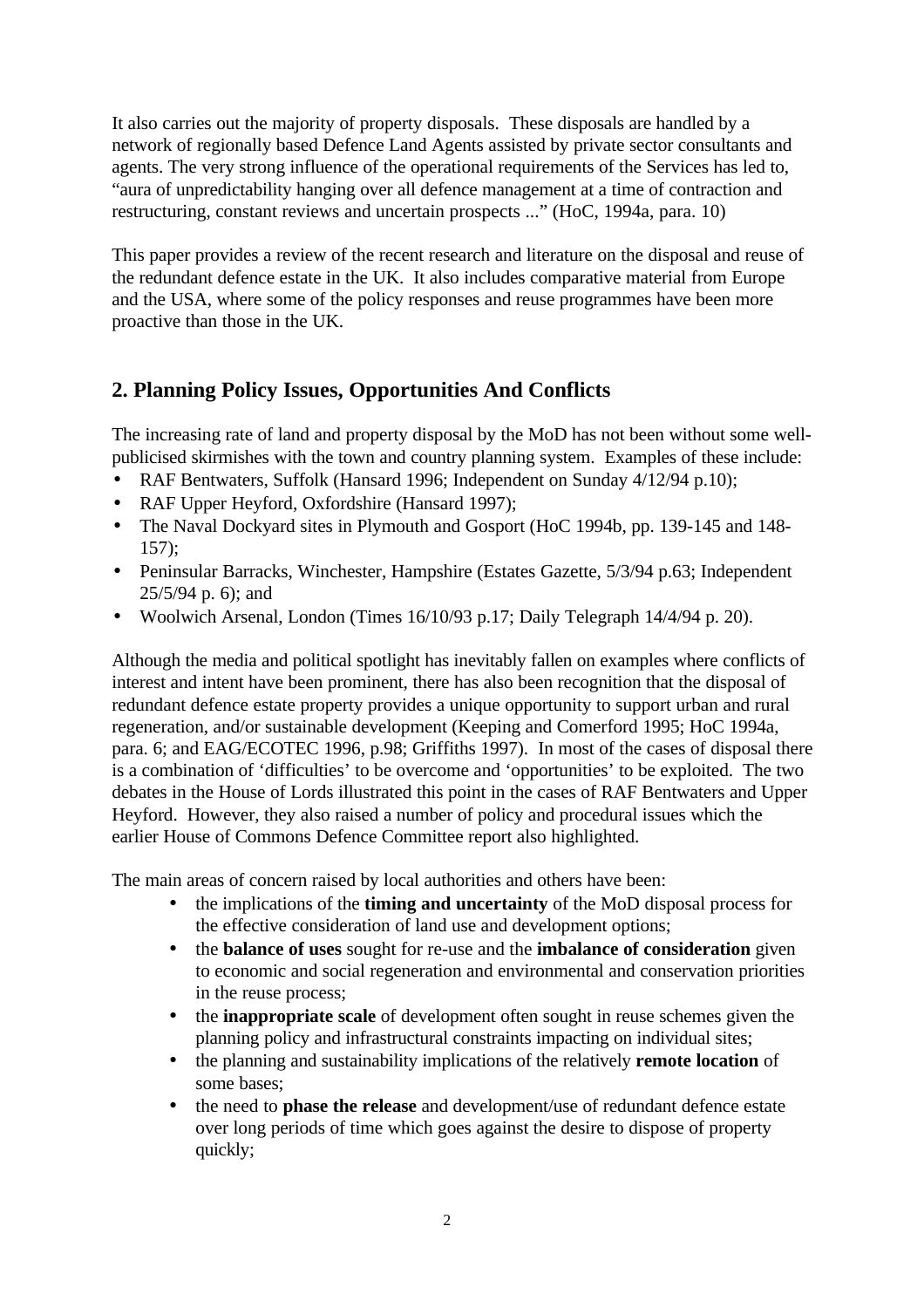It also carries out the majority of property disposals. These disposals are handled by a network of regionally based Defence Land Agents assisted by private sector consultants and agents. The very strong influence of the operational requirements of the Services has led to, "aura of unpredictability hanging over all defence management at a time of contraction and restructuring, constant reviews and uncertain prospects ..." (HoC, 1994a, para. 10)

This paper provides a review of the recent research and literature on the disposal and reuse of the redundant defence estate in the UK. It also includes comparative material from Europe and the USA, where some of the policy responses and reuse programmes have been more proactive than those in the UK.

## 2. Planning Policy Issues, Opportunities And Conflicts

The increasing rate of land and property disposal by the MoD has not been without some well-publicised skirmishes with the town and country planning system. Examples of these include:

- RAF Bentwaters, Suffolk (Hansard 1996; Independent on Sunday 4/12/94 p.10);
- RAF Upper Heyford, Oxfordshire (Hansard 1997);
- The Naval Dockyard sites in Plymouth and Gosport (HoC 1994b, pp. 139-145 and 148-157);
- Peninsular Barracks, Winchester, Hampshire (Estates Gazette, 5/3/94 p.63; Independent 25/5/94 p. 6); and
- Woolwich Arsenal, London (Times 16/10/93 p.17; Daily Telegraph 14/4/94 p. 20).

Although the media and political spotlight has inevitably fallen on examples where conflicts of interest and intent have been prominent, there has also been recognition that the disposal of redundant defence estate property provides a unique opportunity to support urban and rural regeneration, and/or sustainable development (Keeping and Comerford 1995; HoC 1994a, para. 6; and EAG/ECOTEC 1996, p.98; Griffiths 1997). In most of the cases of disposal there is a combination of 'difficulties' to be overcome and 'opportunities' to be exploited. The two debates in the House of Lords illustrated this point in the cases of RAF Bentwaters and Upper Heyford. However, they also raised a number of policy and procedural issues which the earlier House of Commons Defence Committee report also highlighted.

The main areas of concern raised by local authorities and others have been:

- the implications of the **timing and uncertainty** of the MoD disposal process for the effective consideration of land use and development options;
- the **balance of uses** sought for re-use and the **imbalance of consideration** given to economic and social regeneration and environmental and conservation priorities in the reuse process;
- the **inappropriate scale** of development often sought in reuse schemes given the planning policy and infrastructural constraints impacting on individual sites;
- the planning and sustainability implications of the relatively **remote location** of some bases;
- the need to **phase the release** and development/use of redundant defence estate over long periods of time which goes against the desire to dispose of property quickly;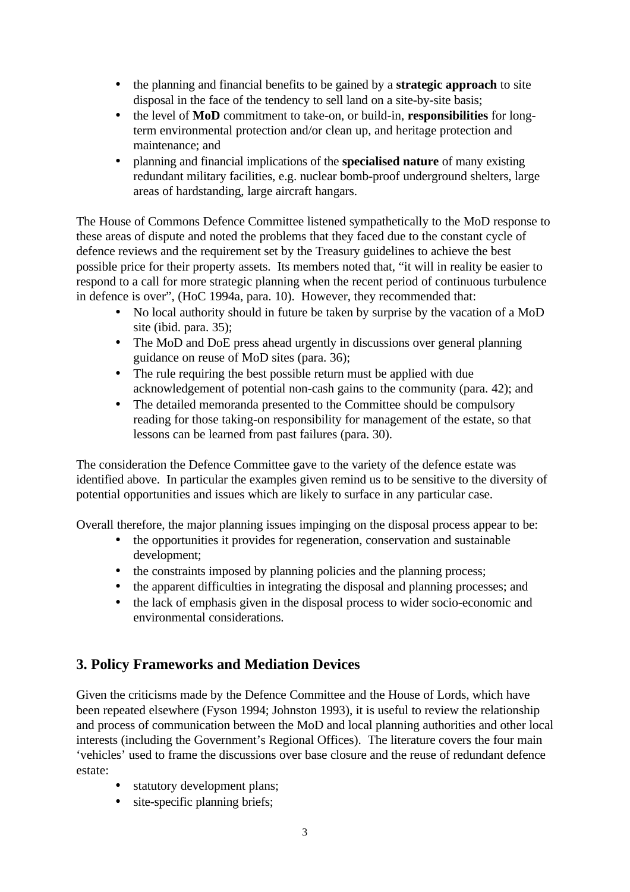- the planning and financial benefits to be gained by a **strategic approach** to site disposal in the face of the tendency to sell land on a site-by-site basis;
- the level of **MoD** commitment to take-on, or build-in, **responsibilities** for long-term environmental protection and/or clean up, and heritage protection and maintenance; and
- planning and financial implications of the **specialised nature** of many existing redundant military facilities, e.g. nuclear bomb-proof underground shelters, large areas of hardstanding, large aircraft hangars.

The House of Commons Defence Committee listened sympathetically to the MoD response to these areas of dispute and noted the problems that they faced due to the constant cycle of defence reviews and the requirement set by the Treasury guidelines to achieve the best possible price for their property assets. Its members noted that, "it will in reality be easier to respond to a call for more strategic planning when the recent period of continuous turbulence in defence is over", (HoC 1994a, para. 10). However, they recommended that:

- No local authority should in future be taken by surprise by the vacation of a MoD site (ibid. para. 35);
- The MoD and DoE press ahead urgently in discussions over general planning guidance on reuse of MoD sites (para. 36);
- The rule requiring the best possible return must be applied with due acknowledgement of potential non-cash gains to the community (para. 42); and
- The detailed memoranda presented to the Committee should be compulsory reading for those taking-on responsibility for management of the estate, so that lessons can be learned from past failures (para. 30).

The consideration the Defence Committee gave to the variety of the defence estate was identified above. In particular the examples given remind us to be sensitive to the diversity of potential opportunities and issues which are likely to surface in any particular case.

Overall therefore, the major planning issues impinging on the disposal process appear to be:

- the opportunities it provides for regeneration, conservation and sustainable development;
- the constraints imposed by planning policies and the planning process;
- the apparent difficulties in integrating the disposal and planning processes; and
- the lack of emphasis given in the disposal process to wider socio-economic and environmental considerations.

## 3. Policy Frameworks and Mediation Devices

Given the criticisms made by the Defence Committee and the House of Lords, which have been repeated elsewhere (Fyson 1994; Johnston 1993), it is useful to review the relationship and process of communication between the MoD and local planning authorities and other local interests (including the Government's Regional Offices). The literature covers the four main 'vehicles' used to frame the discussions over base closure and the reuse of redundant defence estate:

- statutory development plans;
- site-specific planning briefs;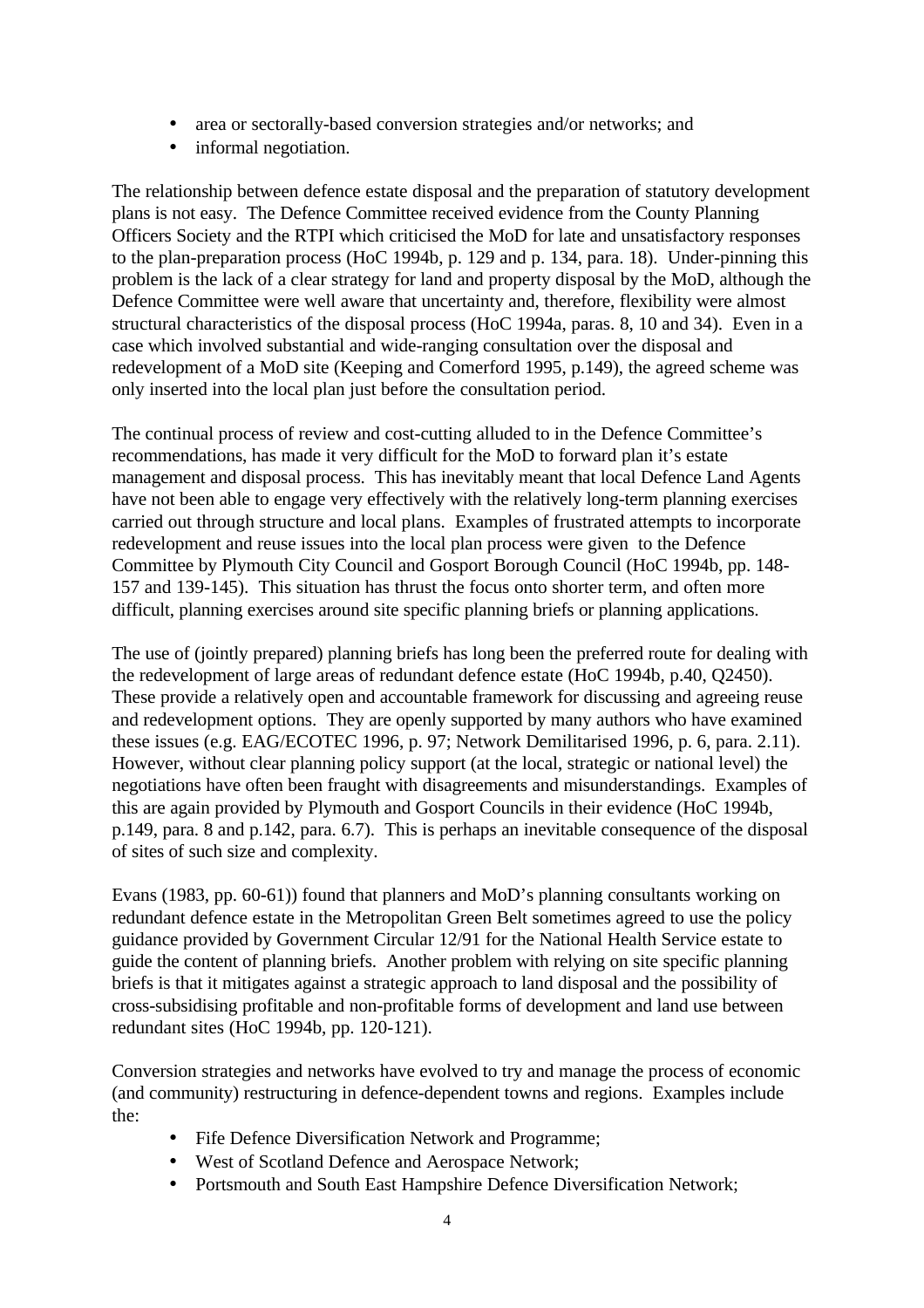- area or sectorally-based conversion strategies and/or networks; and
- informal negotiation.

The relationship between defence estate disposal and the preparation of statutory development plans is not easy. The Defence Committee received evidence from the County Planning Officers Society and the RTPI which criticised the MoD for late and unsatisfactory responses to the plan-preparation process (HoC 1994b, p. 129 and p. 134, para. 18). Under-pinning this problem is the lack of a clear strategy for land and property disposal by the MoD, although the Defence Committee were well aware that uncertainty and, therefore, flexibility were almost structural characteristics of the disposal process (HoC 1994a, paras. 8, 10 and 34). Even in a case which involved substantial and wide-ranging consultation over the disposal and redevelopment of a MoD site (Keeping and Comerford 1995, p.149), the agreed scheme was only inserted into the local plan just before the consultation period.

The continual process of review and cost-cutting alluded to in the Defence Committee's recommendations, has made it very difficult for the MoD to forward plan it's estate management and disposal process. This has inevitably meant that local Defence Land Agents have not been able to engage very effectively with the relatively long-term planning exercises carried out through structure and local plans. Examples of frustrated attempts to incorporate redevelopment and reuse issues into the local plan process were given to the Defence Committee by Plymouth City Council and Gosport Borough Council (HoC 1994b, pp. 148-157 and 139-145). This situation has thrust the focus onto shorter term, and often more difficult, planning exercises around site specific planning briefs or planning applications.

The use of (jointly prepared) planning briefs has long been the preferred route for dealing with the redevelopment of large areas of redundant defence estate (HoC 1994b, p.40, Q2450). These provide a relatively open and accountable framework for discussing and agreeing reuse and redevelopment options. They are openly supported by many authors who have examined these issues (e.g. EAG/ECOTEC 1996, p. 97; Network Demilitarised 1996, p. 6, para. 2.11). However, without clear planning policy support (at the local, strategic or national level) the negotiations have often been fraught with disagreements and misunderstandings. Examples of this are again provided by Plymouth and Gosport Councils in their evidence (HoC 1994b, p.149, para. 8 and p.142, para. 6.7). This is perhaps an inevitable consequence of the disposal of sites of such size and complexity.

Evans (1983, pp. 60-61)) found that planners and MoD's planning consultants working on redundant defence estate in the Metropolitan Green Belt sometimes agreed to use the policy guidance provided by Government Circular 12/91 for the National Health Service estate to guide the content of planning briefs. Another problem with relying on site specific planning briefs is that it mitigates against a strategic approach to land disposal and the possibility of cross-subsidising profitable and non-profitable forms of development and land use between redundant sites (HoC 1994b, pp. 120-121).

Conversion strategies and networks have evolved to try and manage the process of economic (and community) restructuring in defence-dependent towns and regions. Examples include the:

- Fife Defence Diversification Network and Programme;
- West of Scotland Defence and Aerospace Network;
- Portsmouth and South East Hampshire Defence Diversification Network;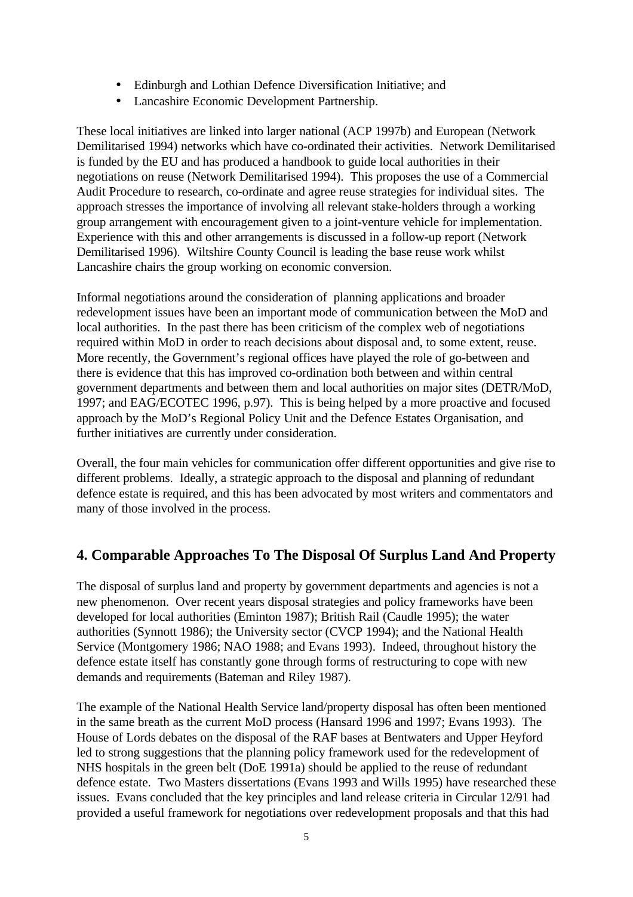- Edinburgh and Lothian Defence Diversification Initiative; and
- Lancashire Economic Development Partnership.

These local initiatives are linked into larger national (ACP 1997b) and European (Network Demilitarised 1994) networks which have co-ordinated their activities. Network Demilitarised is funded by the EU and has produced a handbook to guide local authorities in their negotiations on reuse (Network Demilitarised 1994). This proposes the use of a Commercial Audit Procedure to research, co-ordinate and agree reuse strategies for individual sites. The approach stresses the importance of involving all relevant stake-holders through a working group arrangement with encouragement given to a joint-venture vehicle for implementation. Experience with this and other arrangements is discussed in a follow-up report (Network Demilitarised 1996). Wiltshire County Council is leading the base reuse work whilst Lancashire chairs the group working on economic conversion.

Informal negotiations around the consideration of planning applications and broader redevelopment issues have been an important mode of communication between the MoD and local authorities. In the past there has been criticism of the complex web of negotiations required within MoD in order to reach decisions about disposal and, to some extent, reuse. More recently, the Government's regional offices have played the role of go-between and there is evidence that this has improved co-ordination both between and within central government departments and between them and local authorities on major sites (DETR/MoD, 1997; and EAG/ECOTEC 1996, p.97). This is being helped by a more proactive and focused approach by the MoD's Regional Policy Unit and the Defence Estates Organisation, and further initiatives are currently under consideration.

Overall, the four main vehicles for communication offer different opportunities and give rise to different problems. Ideally, a strategic approach to the disposal and planning of redundant defence estate is required, and this has been advocated by most writers and commentators and many of those involved in the process.

## 4. Comparable Approaches To The Disposal Of Surplus Land And Property

The disposal of surplus land and property by government departments and agencies is not a new phenomenon. Over recent years disposal strategies and policy frameworks have been developed for local authorities (Eminton 1987); British Rail (Caudle 1995); the water authorities (Synnott 1986); the University sector (CVCP 1994); and the National Health Service (Montgomery 1986; NAO 1988; and Evans 1993). Indeed, throughout history the defence estate itself has constantly gone through forms of restructuring to cope with new demands and requirements (Bateman and Riley 1987).

The example of the National Health Service land/property disposal has often been mentioned in the same breath as the current MoD process (Hansard 1996 and 1997; Evans 1993). The House of Lords debates on the disposal of the RAF bases at Bentwaters and Upper Heyford led to strong suggestions that the planning policy framework used for the redevelopment of NHS hospitals in the green belt (DoE 1991a) should be applied to the reuse of redundant defence estate. Two Masters dissertations (Evans 1993 and Wills 1995) have researched these issues. Evans concluded that the key principles and land release criteria in Circular 12/91 had provided a useful framework for negotiations over redevelopment proposals and that this had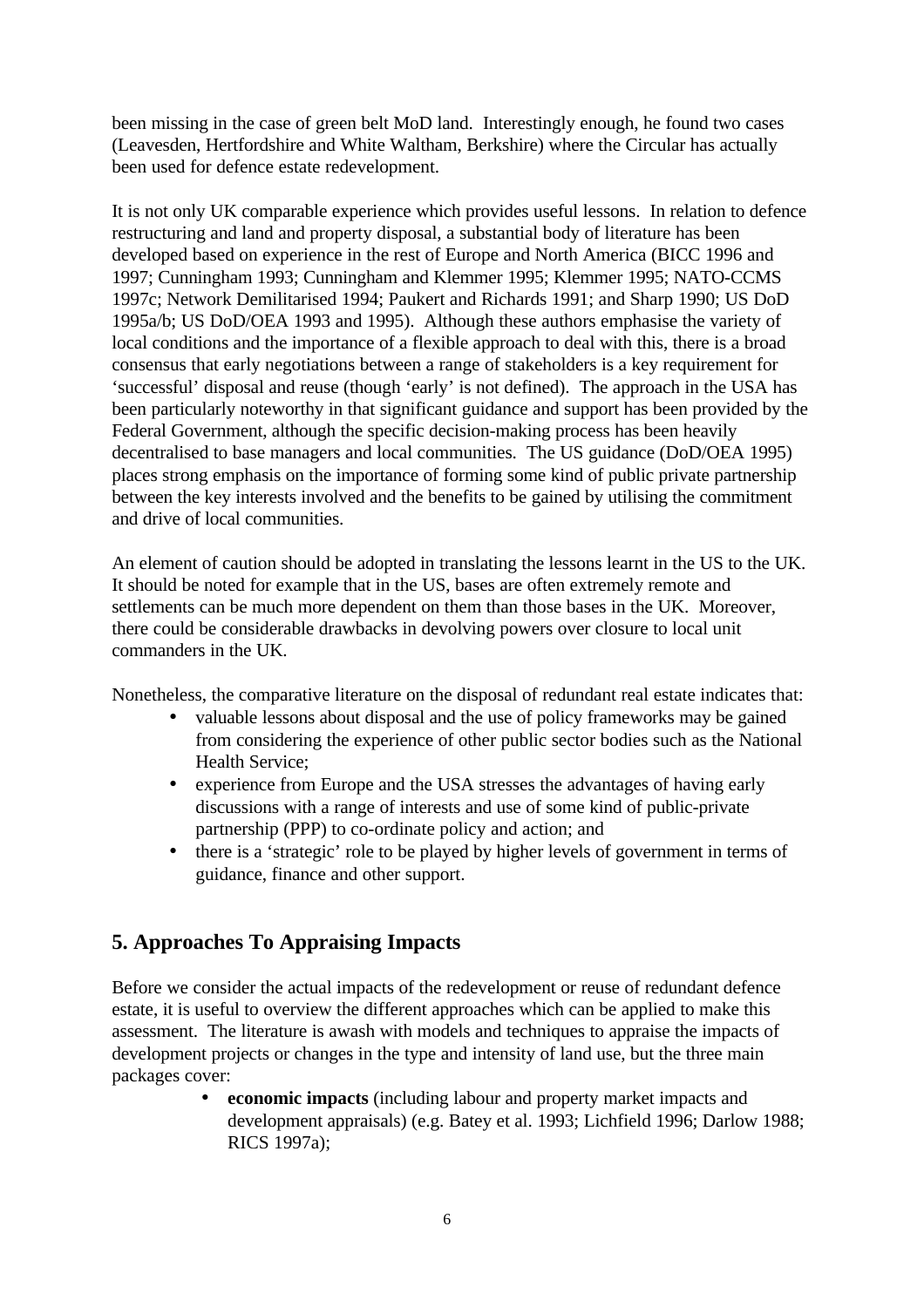been missing in the case of green belt MoD land. Interestingly enough, he found two cases (Leavesden, Hertfordshire and White Waltham, Berkshire) where the Circular has actually been used for defence estate redevelopment.

It is not only UK comparable experience which provides useful lessons. In relation to defence restructuring and land and property disposal, a substantial body of literature has been developed based on experience in the rest of Europe and North America (BICC 1996 and 1997; Cunningham 1993; Cunningham and Klemmer 1995; Klemmer 1995; NATO-CCMS 1997c; Network Demilitarised 1994; Paukert and Richards 1991; and Sharp 1990; US DoD 1995a/b; US DoD/OEA 1993 and 1995). Although these authors emphasise the variety of local conditions and the importance of a flexible approach to deal with this, there is a broad consensus that early negotiations between a range of stakeholders is a key requirement for 'successful' disposal and reuse (though 'early' is not defined). The approach in the USA has been particularly noteworthy in that significant guidance and support has been provided by the Federal Government, although the specific decision-making process has been heavily decentralised to base managers and local communities. The US guidance (DoD/OEA 1995) places strong emphasis on the importance of forming some kind of public private partnership between the key interests involved and the benefits to be gained by utilising the commitment and drive of local communities.

An element of caution should be adopted in translating the lessons learnt in the US to the UK. It should be noted for example that in the US, bases are often extremely remote and settlements can be much more dependent on them than those bases in the UK. Moreover, there could be considerable drawbacks in devolving powers over closure to local unit commanders in the UK.

Nonetheless, the comparative literature on the disposal of redundant real estate indicates that:

- valuable lessons about disposal and the use of policy frameworks may be gained from considering the experience of other public sector bodies such as the National Health Service;
- experience from Europe and the USA stresses the advantages of having early discussions with a range of interests and use of some kind of public-private partnership (PPP) to co-ordinate policy and action; and
- there is a 'strategic' role to be played by higher levels of government in terms of guidance, finance and other support.

## 5. Approaches To Appraising Impacts

Before we consider the actual impacts of the redevelopment or reuse of redundant defence estate, it is useful to overview the different approaches which can be applied to make this assessment. The literature is awash with models and techniques to appraise the impacts of development projects or changes in the type and intensity of land use, but the three main packages cover:

- **economic impacts** (including labour and property market impacts and development appraisals) (e.g. Batey et al. 1993; Lichfield 1996; Darlow 1988; RICS 1997a);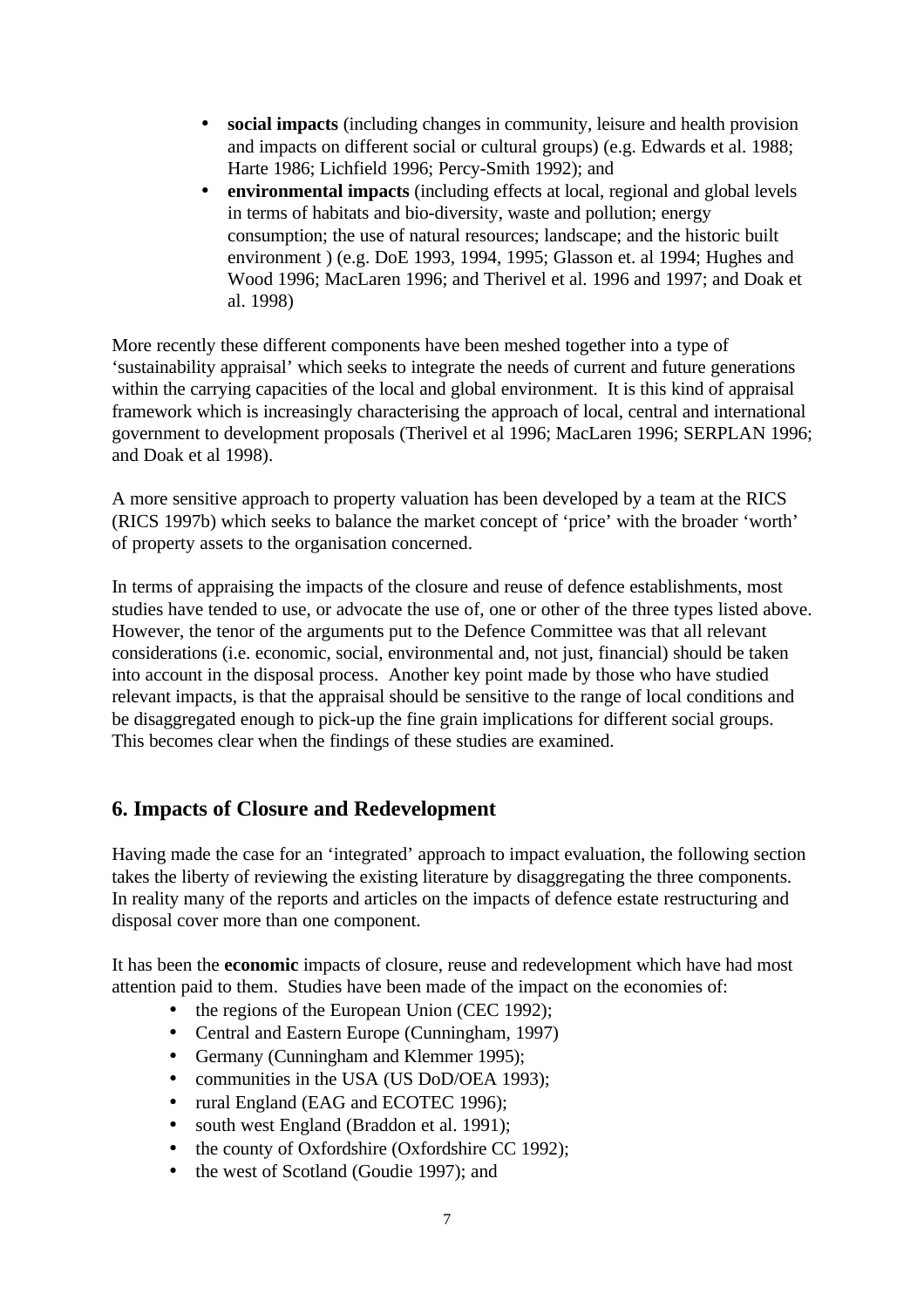- **social impacts** (including changes in community, leisure and health provision and impacts on different social or cultural groups) (e.g. Edwards et al. 1988; Harte 1986; Lichfield 1996; Percy-Smith 1992); and
- **environmental impacts** (including effects at local, regional and global levels in terms of habitats and bio-diversity, waste and pollution; energy consumption; the use of natural resources; landscape; and the historic built environment ) (e.g. DoE 1993, 1994, 1995; Glasson et. al 1994; Hughes and Wood 1996; MacLaren 1996; and Therivel et al. 1996 and 1997; and Doak et al. 1998)

More recently these different components have been meshed together into a type of 'sustainability appraisal' which seeks to integrate the needs of current and future generations within the carrying capacities of the local and global environment. It is this kind of appraisal framework which is increasingly characterising the approach of local, central and international government to development proposals (Therivel et al 1996; MacLaren 1996; SERPLAN 1996; and Doak et al 1998).

A more sensitive approach to property valuation has been developed by a team at the RICS (RICS 1997b) which seeks to balance the market concept of 'price' with the broader 'worth' of property assets to the organisation concerned.

In terms of appraising the impacts of the closure and reuse of defence establishments, most studies have tended to use, or advocate the use of, one or other of the three types listed above. However, the tenor of the arguments put to the Defence Committee was that all relevant considerations (i.e. economic, social, environmental and, not just, financial) should be taken into account in the disposal process. Another key point made by those who have studied relevant impacts, is that the appraisal should be sensitive to the range of local conditions and be disaggregated enough to pick-up the fine grain implications for different social groups. This becomes clear when the findings of these studies are examined.

## 6. Impacts of Closure and Redevelopment

Having made the case for an 'integrated' approach to impact evaluation, the following section takes the liberty of reviewing the existing literature by disaggregating the three components. In reality many of the reports and articles on the impacts of defence estate restructuring and disposal cover more than one component.

It has been the **economic** impacts of closure, reuse and redevelopment which have had most attention paid to them. Studies have been made of the impact on the economies of:

- the regions of the European Union (CEC 1992);
- Central and Eastern Europe (Cunningham, 1997)
- Germany (Cunningham and Klemmer 1995);
- communities in the USA (US DoD/OEA 1993);
- rural England (EAG and ECOTEC 1996);
- south west England (Braddon et al. 1991);
- the county of Oxfordshire (Oxfordshire CC 1992);
- the west of Scotland (Goudie 1997); and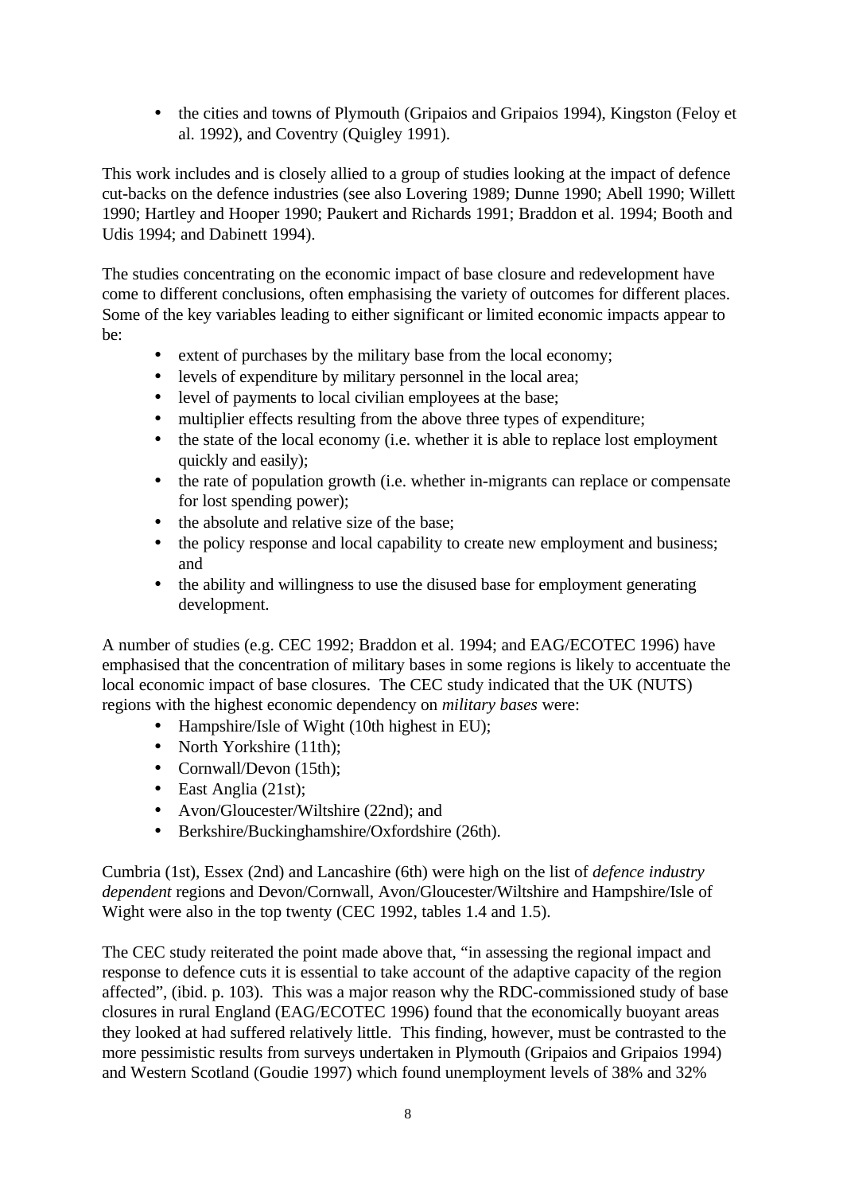- the cities and towns of Plymouth (Gripaios and Gripaios 1994), Kingston (Feloy et al. 1992), and Coventry (Quigley 1991).

This work includes and is closely allied to a group of studies looking at the impact of defence cut-backs on the defence industries (see also Lovering 1989; Dunne 1990; Abell 1990; Willett 1990; Hartley and Hooper 1990; Paukert and Richards 1991; Braddon et al. 1994; Booth and Udis 1994; and Dabinett 1994).

The studies concentrating on the economic impact of base closure and redevelopment have come to different conclusions, often emphasising the variety of outcomes for different places. Some of the key variables leading to either significant or limited economic impacts appear to be:

- extent of purchases by the military base from the local economy;
- levels of expenditure by military personnel in the local area;
- level of payments to local civilian employees at the base;
- multiplier effects resulting from the above three types of expenditure;
- the state of the local economy (i.e. whether it is able to replace lost employment quickly and easily);
- the rate of population growth (i.e. whether in-migrants can replace or compensate for lost spending power);
- the absolute and relative size of the base;
- the policy response and local capability to create new employment and business; and
- the ability and willingness to use the disused base for employment generating development.

A number of studies (e.g. CEC 1992; Braddon et al. 1994; and EAG/ECOTEC 1996) have emphasised that the concentration of military bases in some regions is likely to accentuate the local economic impact of base closures. The CEC study indicated that the UK (NUTS) regions with the highest economic dependency on *military bases* were:

- Hampshire/Isle of Wight (10th highest in EU);
- North Yorkshire (11th);
- Cornwall/Devon (15th);
- East Anglia (21st);
- Avon/Gloucester/Wiltshire (22nd); and
- Berkshire/Buckinghamshire/Oxfordshire (26th).

Cumbria (1st), Essex (2nd) and Lancashire (6th) were high on the list of *defence industry dependent* regions and Devon/Cornwall, Avon/Gloucester/Wiltshire and Hampshire/Isle of Wight were also in the top twenty (CEC 1992, tables 1.4 and 1.5).

The CEC study reiterated the point made above that, "in assessing the regional impact and response to defence cuts it is essential to take account of the adaptive capacity of the region affected", (ibid. p. 103). This was a major reason why the RDC-commissioned study of base closures in rural England (EAG/ECOTEC 1996) found that the economically buoyant areas they looked at had suffered relatively little. This finding, however, must be contrasted to the more pessimistic results from surveys undertaken in Plymouth (Gripaios and Gripaios 1994) and Western Scotland (Goudie 1997) which found unemployment levels of 38% and 32%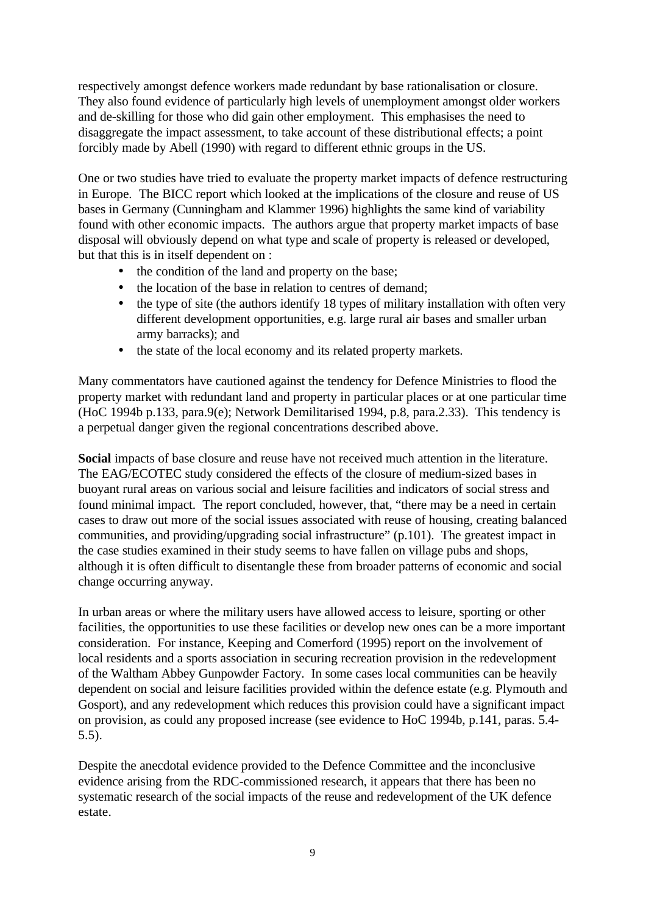respectively amongst defence workers made redundant by base rationalisation or closure. They also found evidence of particularly high levels of unemployment amongst older workers and de-skilling for those who did gain other employment. This emphasises the need to disaggregate the impact assessment, to take account of these distributional effects; a point forcibly made by Abell (1990) with regard to different ethnic groups in the US.

One or two studies have tried to evaluate the property market impacts of defence restructuring in Europe. The BICC report which looked at the implications of the closure and reuse of US bases in Germany (Cunningham and Klammer 1996) highlights the same kind of variability found with other economic impacts. The authors argue that property market impacts of base disposal will obviously depend on what type and scale of property is released or developed, but that this is in itself dependent on :

- the condition of the land and property on the base;
- the location of the base in relation to centres of demand;
- the type of site (the authors identify 18 types of military installation with often very different development opportunities, e.g. large rural air bases and smaller urban army barracks); and
- the state of the local economy and its related property markets.

Many commentators have cautioned against the tendency for Defence Ministries to flood the property market with redundant land and property in particular places or at one particular time (HoC 1994b p.133, para.9(e); Network Demilitarised 1994, p.8, para.2.33). This tendency is a perpetual danger given the regional concentrations described above.

**Social** impacts of base closure and reuse have not received much attention in the literature. The EAG/ECOTEC study considered the effects of the closure of medium-sized bases in buoyant rural areas on various social and leisure facilities and indicators of social stress and found minimal impact. The report concluded, however, that, "there may be a need in certain cases to draw out more of the social issues associated with reuse of housing, creating balanced communities, and providing/upgrading social infrastructure" (p.101). The greatest impact in the case studies examined in their study seems to have fallen on village pubs and shops, although it is often difficult to disentangle these from broader patterns of economic and social change occurring anyway.

In urban areas or where the military users have allowed access to leisure, sporting or other facilities, the opportunities to use these facilities or develop new ones can be a more important consideration. For instance, Keeping and Comerford (1995) report on the involvement of local residents and a sports association in securing recreation provision in the redevelopment of the Waltham Abbey Gunpowder Factory. In some cases local communities can be heavily dependent on social and leisure facilities provided within the defence estate (e.g. Plymouth and Gosport), and any redevelopment which reduces this provision could have a significant impact on provision, as could any proposed increase (see evidence to HoC 1994b, p.141, paras. 5.4-5.5).

Despite the anecdotal evidence provided to the Defence Committee and the inconclusive evidence arising from the RDC-commissioned research, it appears that there has been no systematic research of the social impacts of the reuse and redevelopment of the UK defence estate.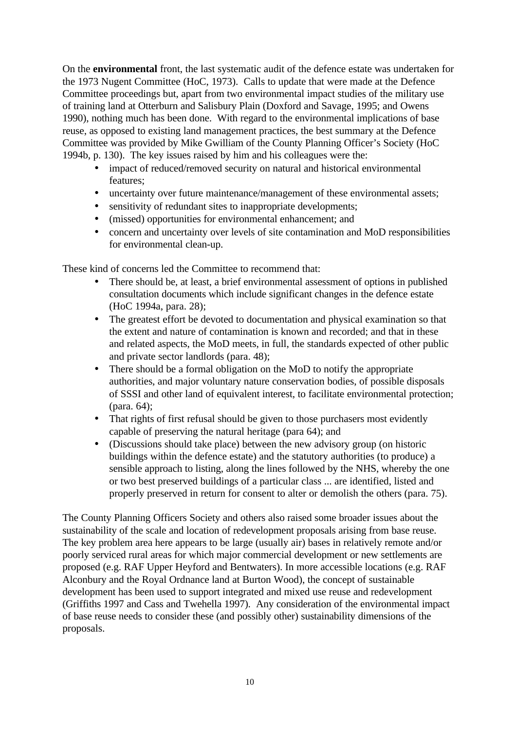On the **environmental** front, the last systematic audit of the defence estate was undertaken for the 1973 Nugent Committee (HoC, 1973). Calls to update that were made at the Defence Committee proceedings but, apart from two environmental impact studies of the military use of training land at Otterburn and Salisbury Plain (Doxford and Savage, 1995; and Owens 1990), nothing much has been done. With regard to the environmental implications of base reuse, as opposed to existing land management practices, the best summary at the Defence Committee was provided by Mike Gwilliam of the County Planning Officer's Society (HoC 1994b, p. 130). The key issues raised by him and his colleagues were the:

- impact of reduced/removed security on natural and historical environmental features;
- uncertainty over future maintenance/management of these environmental assets;
- sensitivity of redundant sites to inappropriate developments;
- (missed) opportunities for environmental enhancement; and
- concern and uncertainty over levels of site contamination and MoD responsibilities for environmental clean-up.

These kind of concerns led the Committee to recommend that:

- There should be, at least, a brief environmental assessment of options in published consultation documents which include significant changes in the defence estate (HoC 1994a, para. 28);
- The greatest effort be devoted to documentation and physical examination so that the extent and nature of contamination is known and recorded; and that in these and related aspects, the MoD meets, in full, the standards expected of other public and private sector landlords (para. 48);
- There should be a formal obligation on the MoD to notify the appropriate authorities, and major voluntary nature conservation bodies, of possible disposals of SSSI and other land of equivalent interest, to facilitate environmental protection; (para. 64);
- That rights of first refusal should be given to those purchasers most evidently capable of preserving the natural heritage (para 64); and
- (Discussions should take place) between the new advisory group (on historic buildings within the defence estate) and the statutory authorities (to produce) a sensible approach to listing, along the lines followed by the NHS, whereby the one or two best preserved buildings of a particular class ... are identified, listed and properly preserved in return for consent to alter or demolish the others (para. 75).

The County Planning Officers Society and others also raised some broader issues about the sustainability of the scale and location of redevelopment proposals arising from base reuse. The key problem area here appears to be large (usually air) bases in relatively remote and/or poorly serviced rural areas for which major commercial development or new settlements are proposed (e.g. RAF Upper Heyford and Bentwaters). In more accessible locations (e.g. RAF Alconbury and the Royal Ordnance land at Burton Wood), the concept of sustainable development has been used to support integrated and mixed use reuse and redevelopment (Griffiths 1997 and Cass and Twehella 1997). Any consideration of the environmental impact of base reuse needs to consider these (and possibly other) sustainability dimensions of the proposals.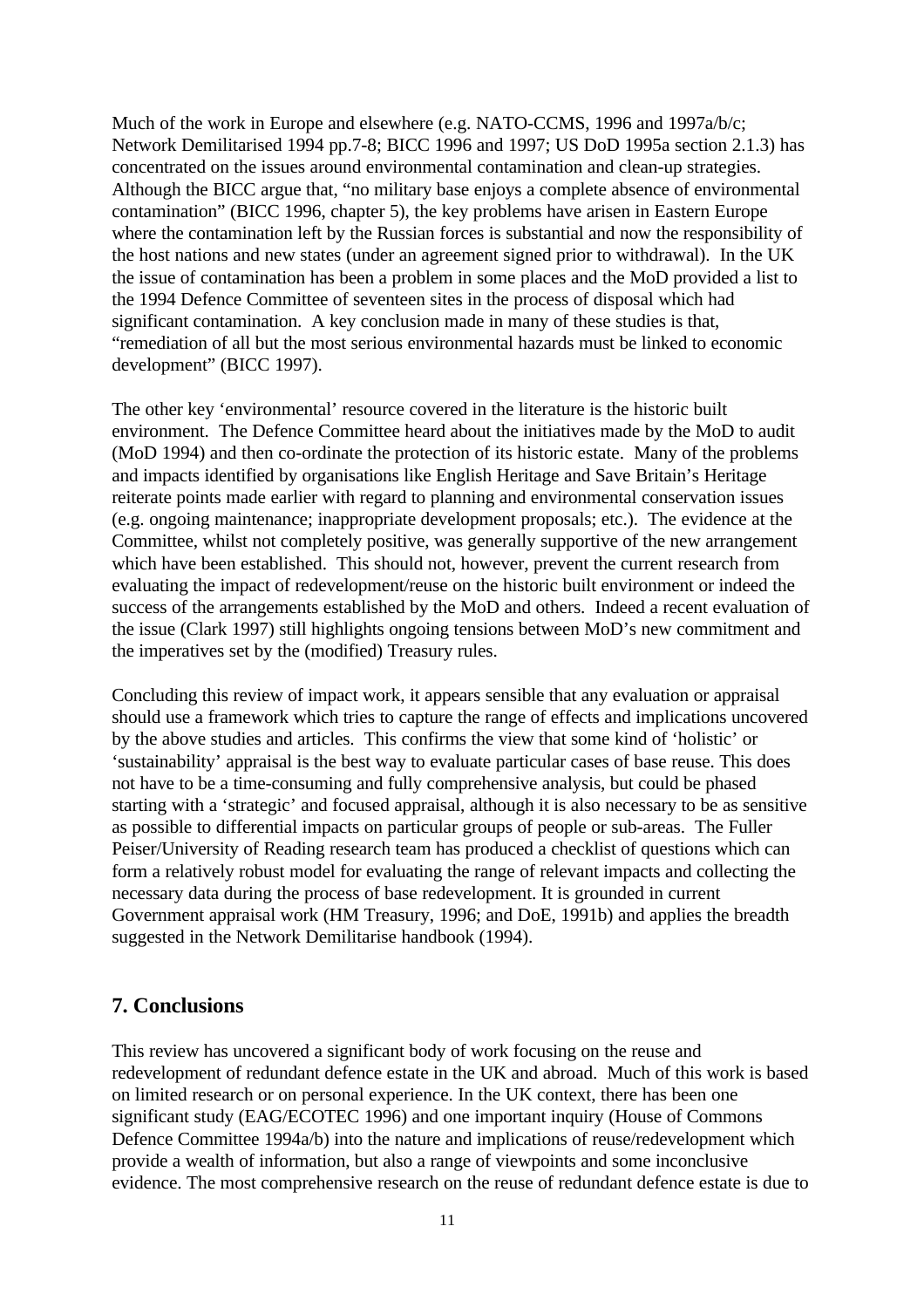Much of the work in Europe and elsewhere (e.g. NATO-CCMS, 1996 and 1997a/b/c; Network Demilitarised 1994 pp.7-8; BICC 1996 and 1997; US DoD 1995a section 2.1.3) has concentrated on the issues around environmental contamination and clean-up strategies. Although the BICC argue that, "no military base enjoys a complete absence of environmental contamination" (BICC 1996, chapter 5), the key problems have arisen in Eastern Europe where the contamination left by the Russian forces is substantial and now the responsibility of the host nations and new states (under an agreement signed prior to withdrawal). In the UK the issue of contamination has been a problem in some places and the MoD provided a list to the 1994 Defence Committee of seventeen sites in the process of disposal which had significant contamination. A key conclusion made in many of these studies is that, "remediation of all but the most serious environmental hazards must be linked to economic development" (BICC 1997).

The other key 'environmental' resource covered in the literature is the historic built environment. The Defence Committee heard about the initiatives made by the MoD to audit (MoD 1994) and then co-ordinate the protection of its historic estate. Many of the problems and impacts identified by organisations like English Heritage and Save Britain's Heritage reiterate points made earlier with regard to planning and environmental conservation issues (e.g. ongoing maintenance; inappropriate development proposals; etc.). The evidence at the Committee, whilst not completely positive, was generally supportive of the new arrangement which have been established. This should not, however, prevent the current research from evaluating the impact of redevelopment/reuse on the historic built environment or indeed the success of the arrangements established by the MoD and others. Indeed a recent evaluation of the issue (Clark 1997) still highlights ongoing tensions between MoD's new commitment and the imperatives set by the (modified) Treasury rules.

Concluding this review of impact work, it appears sensible that any evaluation or appraisal should use a framework which tries to capture the range of effects and implications uncovered by the above studies and articles. This confirms the view that some kind of 'holistic' or 'sustainability' appraisal is the best way to evaluate particular cases of base reuse. This does not have to be a time-consuming and fully comprehensive analysis, but could be phased starting with a 'strategic' and focused appraisal, although it is also necessary to be as sensitive as possible to differential impacts on particular groups of people or sub-areas. The Fuller Peiser/University of Reading research team has produced a checklist of questions which can form a relatively robust model for evaluating the range of relevant impacts and collecting the necessary data during the process of base redevelopment. It is grounded in current Government appraisal work (HM Treasury, 1996; and DoE, 1991b) and applies the breadth suggested in the Network Demilitarise handbook (1994).

## 7. Conclusions

This review has uncovered a significant body of work focusing on the reuse and redevelopment of redundant defence estate in the UK and abroad. Much of this work is based on limited research or on personal experience. In the UK context, there has been one significant study (EAG/ECOTEC 1996) and one important inquiry (House of Commons Defence Committee 1994a/b) into the nature and implications of reuse/redevelopment which provide a wealth of information, but also a range of viewpoints and some inconclusive evidence. The most comprehensive research on the reuse of redundant defence estate is due to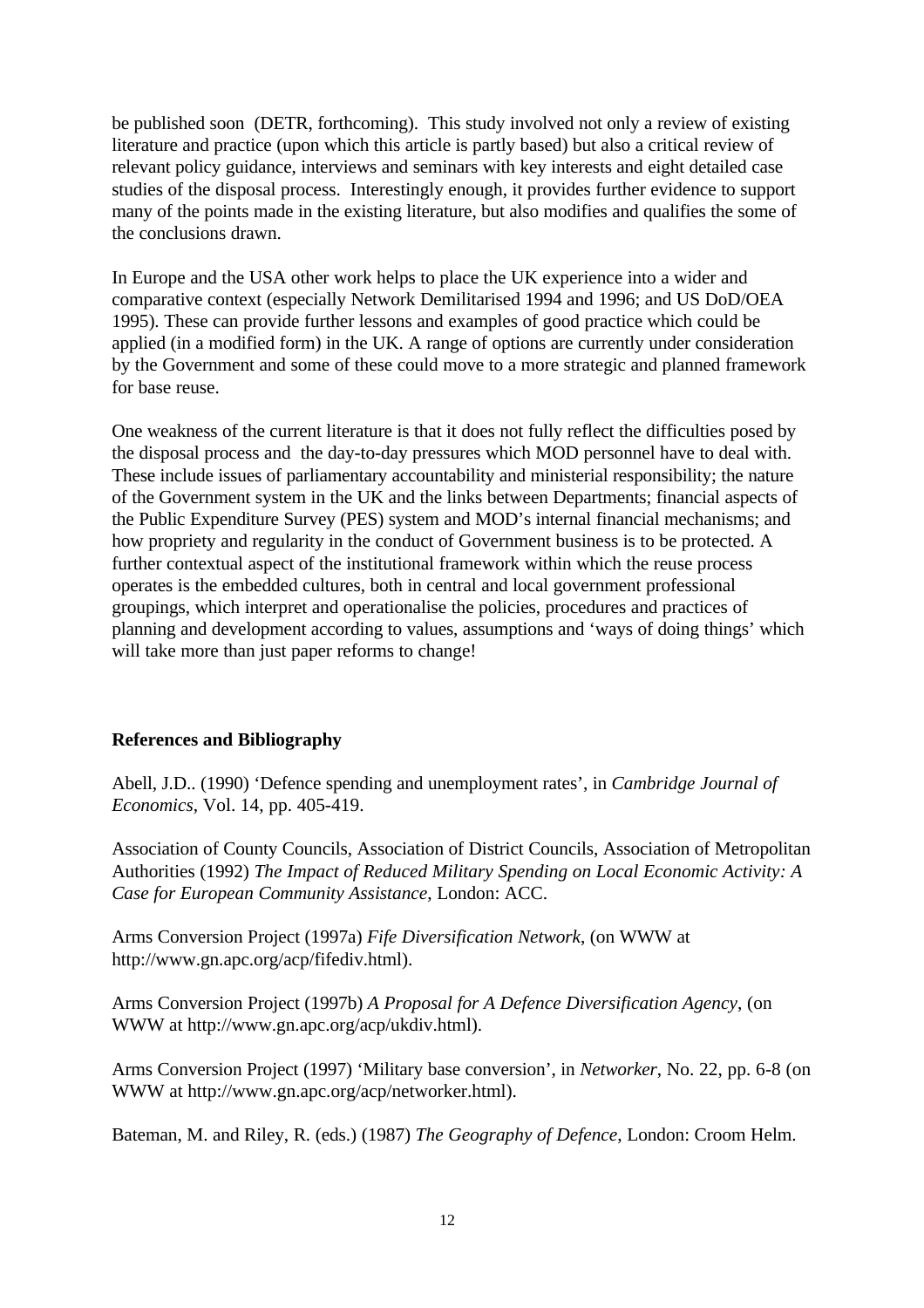be published soon (DETR, forthcoming). This study involved not only a review of existing literature and practice (upon which this article is partly based) but also a critical review of relevant policy guidance, interviews and seminars with key interests and eight detailed case studies of the disposal process. Interestingly enough, it provides further evidence to support many of the points made in the existing literature, but also modifies and qualifies the some of the conclusions drawn.

In Europe and the USA other work helps to place the UK experience into a wider and comparative context (especially Network Demilitarised 1994 and 1996; and US DoD/OEA 1995). These can provide further lessons and examples of good practice which could be applied (in a modified form) in the UK. A range of options are currently under consideration by the Government and some of these could move to a more strategic and planned framework for base reuse.

One weakness of the current literature is that it does not fully reflect the difficulties posed by the disposal process and the day-to-day pressures which MOD personnel have to deal with. These include issues of parliamentary accountability and ministerial responsibility; the nature of the Government system in the UK and the links between Departments; financial aspects of the Public Expenditure Survey (PES) system and MOD's internal financial mechanisms; and how propriety and regularity in the conduct of Government business is to be protected. A further contextual aspect of the institutional framework within which the reuse process operates is the embedded cultures, both in central and local government professional groupings, which interpret and operationalise the policies, procedures and practices of planning and development according to values, assumptions and 'ways of doing things' which will take more than just paper reforms to change!

**References and Bibliography**

Abell, J.D.. (1990) 'Defence spending and unemployment rates', in *Cambridge Journal of Economics*, Vol. 14, pp. 405-419.

Association of County Councils, Association of District Councils, Association of Metropolitan Authorities (1992) *The Impact of Reduced Military Spending on Local Economic Activity: A Case for European Community Assistance*, London: ACC.

Arms Conversion Project (1997a) *Fife Diversification Network*, (on WWW at http://www.gn.apc.org/acp/fifediv.html).

Arms Conversion Project (1997b) *A Proposal for A Defence Diversification Agency*, (on WWW at http://www.gn.apc.org/acp/ukdiv.html).

Arms Conversion Project (1997) 'Military base conversion', in *Networker*, No. 22, pp. 6-8 (on WWW at http://www.gn.apc.org/acp/networker.html).

Bateman, M. and Riley, R. (eds.) (1987) *The Geography of Defence*, London: Croom Helm.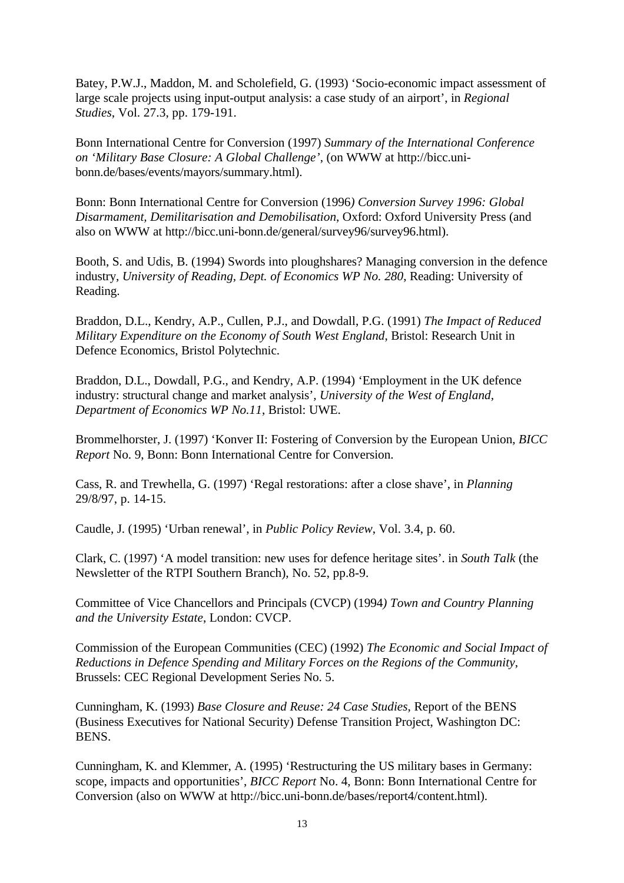Batey, P.W.J., Maddon, M. and Scholefield, G. (1993) 'Socio-economic impact assessment of large scale projects using input-output analysis: a case study of an airport', in *Regional Studies*, Vol. 27.3, pp. 179-191.

Bonn International Centre for Conversion (1997) *Summary of the International Conference on 'Military Base Closure: A Global Challenge'*, (on WWW at http://bicc.uni-bonn.de/bases/events/mayors/summary.html).

Bonn: Bonn International Centre for Conversion (1996*) Conversion Survey 1996: Global Disarmament, Demilitarisation and Demobilisation*, Oxford: Oxford University Press (and also on WWW at http://bicc.uni-bonn.de/general/survey96/survey96.html).

Booth, S. and Udis, B. (1994) Swords into ploughshares? Managing conversion in the defence industry, *University of Reading, Dept. of Economics WP No. 280*, Reading: University of Reading.

Braddon, D.L., Kendry, A.P., Cullen, P.J., and Dowdall, P.G. (1991) *The Impact of Reduced Military Expenditure on the Economy of South West England*, Bristol: Research Unit in Defence Economics, Bristol Polytechnic.

Braddon, D.L., Dowdall, P.G., and Kendry, A.P. (1994) 'Employment in the UK defence industry: structural change and market analysis', *University of the West of England, Department of Economics WP No.11*, Bristol: UWE.

Brommelhorster, J. (1997) 'Konver II: Fostering of Conversion by the European Union, *BICC Report* No. 9, Bonn: Bonn International Centre for Conversion.

Cass, R. and Trewhella, G. (1997) 'Regal restorations: after a close shave', in *Planning* 29/8/97, p. 14-15.

Caudle, J. (1995) 'Urban renewal', in *Public Policy Review*, Vol. 3.4, p. 60.

Clark, C. (1997) 'A model transition: new uses for defence heritage sites'. in *South Talk* (the Newsletter of the RTPI Southern Branch), No. 52, pp.8-9.

Committee of Vice Chancellors and Principals (CVCP) (1994*) Town and Country Planning and the University Estate*, London: CVCP.

Commission of the European Communities (CEC) (1992) *The Economic and Social Impact of Reductions in Defence Spending and Military Forces on the Regions of the Community*, Brussels: CEC Regional Development Series No. 5.

Cunningham, K. (1993) *Base Closure and Reuse: 24 Case Studies*, Report of the BENS (Business Executives for National Security) Defense Transition Project, Washington DC: BENS.

Cunningham, K. and Klemmer, A. (1995) 'Restructuring the US military bases in Germany: scope, impacts and opportunities', *BICC Report* No. 4, Bonn: Bonn International Centre for Conversion (also on WWW at http://bicc.uni-bonn.de/bases/report4/content.html).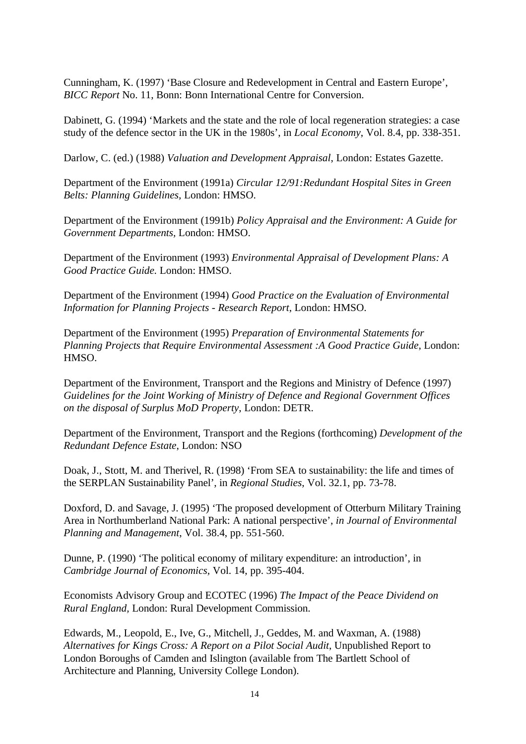Cunningham, K. (1997) ‘Base Closure and Redevelopment in Central and Eastern Europe’, *BICC Report* No. 11, Bonn: Bonn International Centre for Conversion.

Dabinett, G. (1994) ‘Markets and the state and the role of local regeneration strategies: a case study of the defence sector in the UK in the 1980s’, in *Local Economy*, Vol. 8.4, pp. 338-351.

Darlow, C. (ed.) (1988) *Valuation and Development Appraisal*, London: Estates Gazette.

Department of the Environment (1991a) *Circular 12/91:Redundant Hospital Sites in Green Belts: Planning Guidelines*, London: HMSO.

Department of the Environment (1991b) *Policy Appraisal and the Environment: A Guide for Government Departments*, London: HMSO.

Department of the Environment (1993) *Environmental Appraisal of Development Plans: A Good Practice Guide.* London: HMSO.

Department of the Environment (1994) *Good Practice on the Evaluation of Environmental Information for Planning Projects - Research Report*, London: HMSO.

Department of the Environment (1995) *Preparation of Environmental Statements for Planning Projects that Require Environmental Assessment :A Good Practice Guide*, London: HMSO.

Department of the Environment, Transport and the Regions and Ministry of Defence (1997) *Guidelines for the Joint Working of Ministry of Defence and Regional Government Offices on the disposal of Surplus MoD Property*, London: DETR.

Department of the Environment, Transport and the Regions (forthcoming) *Development of the Redundant Defence Estate*, London: NSO

Doak, J., Stott, M. and Therivel, R. (1998) ‘From SEA to sustainability: the life and times of the SERPLAN Sustainability Panel’, in *Regional Studies*, Vol. 32.1, pp. 73-78.

Doxford, D. and Savage, J. (1995) ‘The proposed development of Otterburn Military Training Area in Northumberland National Park: A national perspective’, *in Journal of Environmental Planning and Management*, Vol. 38.4, pp. 551-560.

Dunne, P. (1990) ‘The political economy of military expenditure: an introduction’, in *Cambridge Journal of Economics*, Vol. 14, pp. 395-404.

Economists Advisory Group and ECOTEC (1996) *The Impact of the Peace Dividend on Rural England*, London: Rural Development Commission.

Edwards, M., Leopold, E., Ive, G., Mitchell, J., Geddes, M. and Waxman, A. (1988) *Alternatives for Kings Cross: A Report on a Pilot Social Audit*, Unpublished Report to London Boroughs of Camden and Islington (available from The Bartlett School of Architecture and Planning, University College London).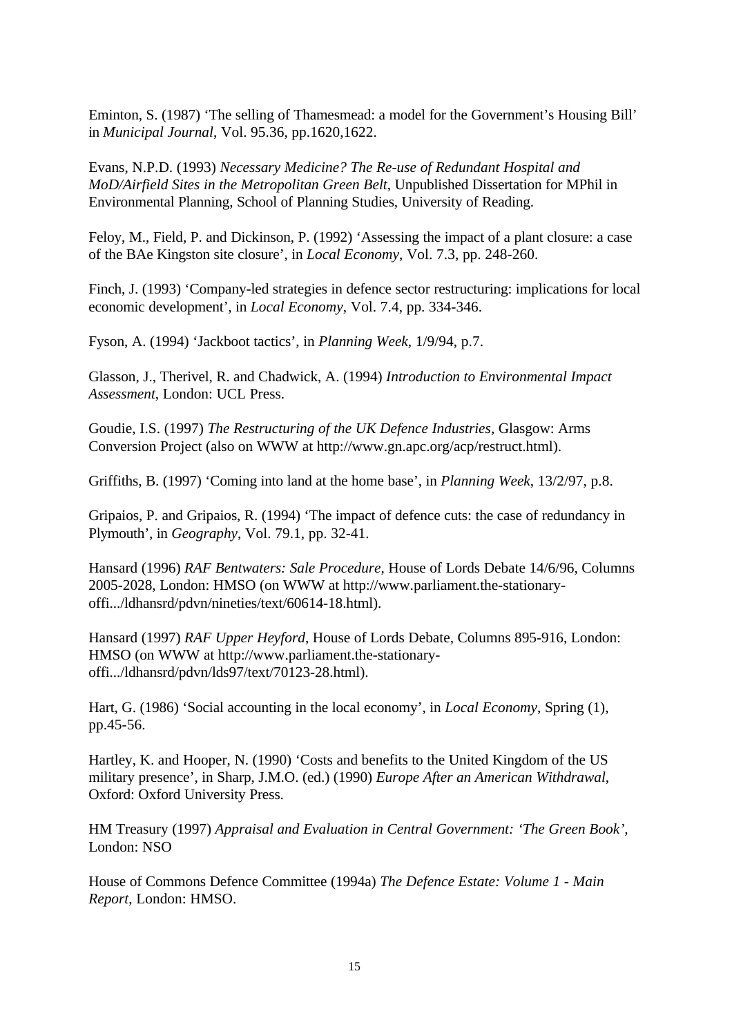Eminton, S. (1987) 'The selling of Thamesmead: a model for the Government's Housing Bill' in *Municipal Journal*, Vol. 95.36, pp.1620,1622.

Evans, N.P.D. (1993) *Necessary Medicine? The Re-use of Redundant Hospital and MoD/Airfield Sites in the Metropolitan Green Belt*, Unpublished Dissertation for MPhil in Environmental Planning, School of Planning Studies, University of Reading.

Feloy, M., Field, P. and Dickinson, P. (1992) 'Assessing the impact of a plant closure: a case of the BAe Kingston site closure', in *Local Economy*, Vol. 7.3, pp. 248-260.

Finch, J. (1993) 'Company-led strategies in defence sector restructuring: implications for local economic development', in *Local Economy*, Vol. 7.4, pp. 334-346.

Fyson, A. (1994) 'Jackboot tactics', in *Planning Week*, 1/9/94, p.7.

Glasson, J., Therivel, R. and Chadwick, A. (1994) *Introduction to Environmental Impact Assessment*, London: UCL Press.

Goudie, I.S. (1997) *The Restructuring of the UK Defence Industries*, Glasgow: Arms Conversion Project (also on WWW at http://www.gn.apc.org/acp/restruct.html).

Griffiths, B. (1997) 'Coming into land at the home base', in *Planning Week*, 13/2/97, p.8.

Gripaios, P. and Gripaios, R. (1994) 'The impact of defence cuts: the case of redundancy in Plymouth', in *Geography*, Vol. 79.1, pp. 32-41.

Hansard (1996) *RAF Bentwaters: Sale Procedure*, House of Lords Debate 14/6/96, Columns 2005-2028, London: HMSO (on WWW at http://www.parliament.the-stationary-offi.../ldhansrd/pdvn/nineties/text/60614-18.html).

Hansard (1997) *RAF Upper Heyford*, House of Lords Debate, Columns 895-916, London: HMSO (on WWW at http://www.parliament.the-stationary-offi.../ldhansrd/pdvn/lds97/text/70123-28.html).

Hart, G. (1986) 'Social accounting in the local economy', in *Local Economy*, Spring (1), pp.45-56.

Hartley, K. and Hooper, N. (1990) 'Costs and benefits to the United Kingdom of the US military presence', in Sharp, J.M.O. (ed.) (1990) *Europe After an American Withdrawal*, Oxford: Oxford University Press.

HM Treasury (1997) *Appraisal and Evaluation in Central Government: 'The Green Book'*, London: NSO

House of Commons Defence Committee (1994a) *The Defence Estate: Volume 1 - Main Report*, London: HMSO.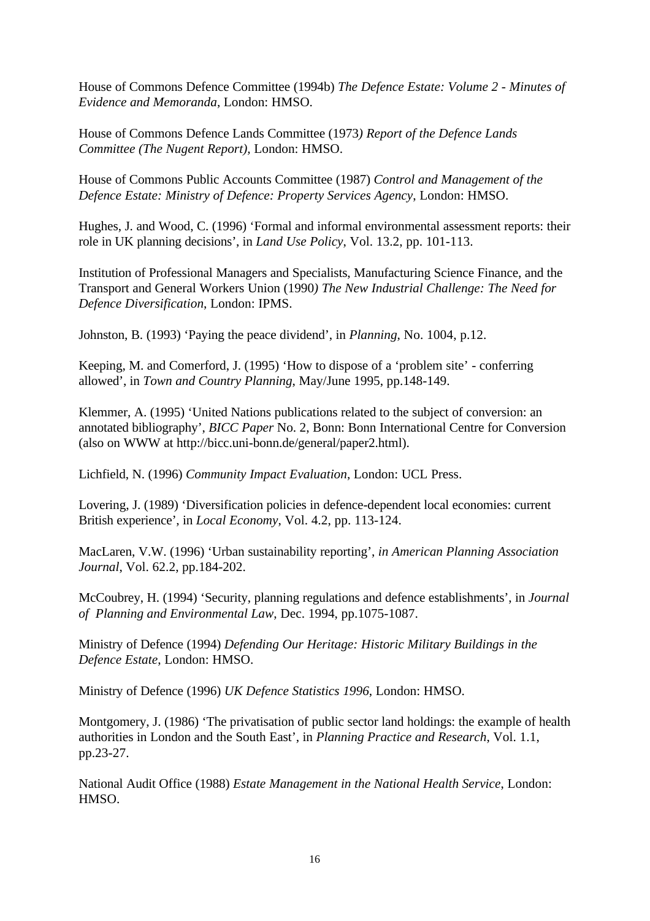House of Commons Defence Committee (1994b) *The Defence Estate: Volume 2 - Minutes of Evidence and Memoranda*, London: HMSO.

House of Commons Defence Lands Committee (1973*) Report of the Defence Lands Committee (The Nugent Report),* London: HMSO.

House of Commons Public Accounts Committee (1987) *Control and Management of the Defence Estate: Ministry of Defence: Property Services Agency*, London: HMSO.

Hughes, J. and Wood, C. (1996) 'Formal and informal environmental assessment reports: their role in UK planning decisions', in *Land Use Policy*, Vol. 13.2, pp. 101-113.

Institution of Professional Managers and Specialists, Manufacturing Science Finance, and the Transport and General Workers Union (1990*) The New Industrial Challenge: The Need for Defence Diversification*, London: IPMS.

Johnston, B. (1993) 'Paying the peace dividend', in *Planning*, No. 1004, p.12.

Keeping, M. and Comerford, J. (1995) 'How to dispose of a 'problem site' - conferring allowed', in *Town and Country Planning*, May/June 1995, pp.148-149.

Klemmer, A. (1995) 'United Nations publications related to the subject of conversion: an annotated bibliography', *BICC Paper* No. 2, Bonn: Bonn International Centre for Conversion (also on WWW at http://bicc.uni-bonn.de/general/paper2.html).

Lichfield, N. (1996) *Community Impact Evaluation*, London: UCL Press.

Lovering, J. (1989) 'Diversification policies in defence-dependent local economies: current British experience', in *Local Economy*, Vol. 4.2, pp. 113-124.

MacLaren, V.W. (1996) 'Urban sustainability reporting', *in American Planning Association Journal*, Vol. 62.2, pp.184-202.

McCoubrey, H. (1994) 'Security, planning regulations and defence establishments', in *Journal of Planning and Environmental Law*, Dec. 1994, pp.1075-1087.

Ministry of Defence (1994) *Defending Our Heritage: Historic Military Buildings in the Defence Estate*, London: HMSO.

Ministry of Defence (1996) *UK Defence Statistics 1996*, London: HMSO.

Montgomery, J. (1986) 'The privatisation of public sector land holdings: the example of health authorities in London and the South East', in *Planning Practice and Research*, Vol. 1.1, pp.23-27.

National Audit Office (1988) *Estate Management in the National Health Service*, London: HMSO.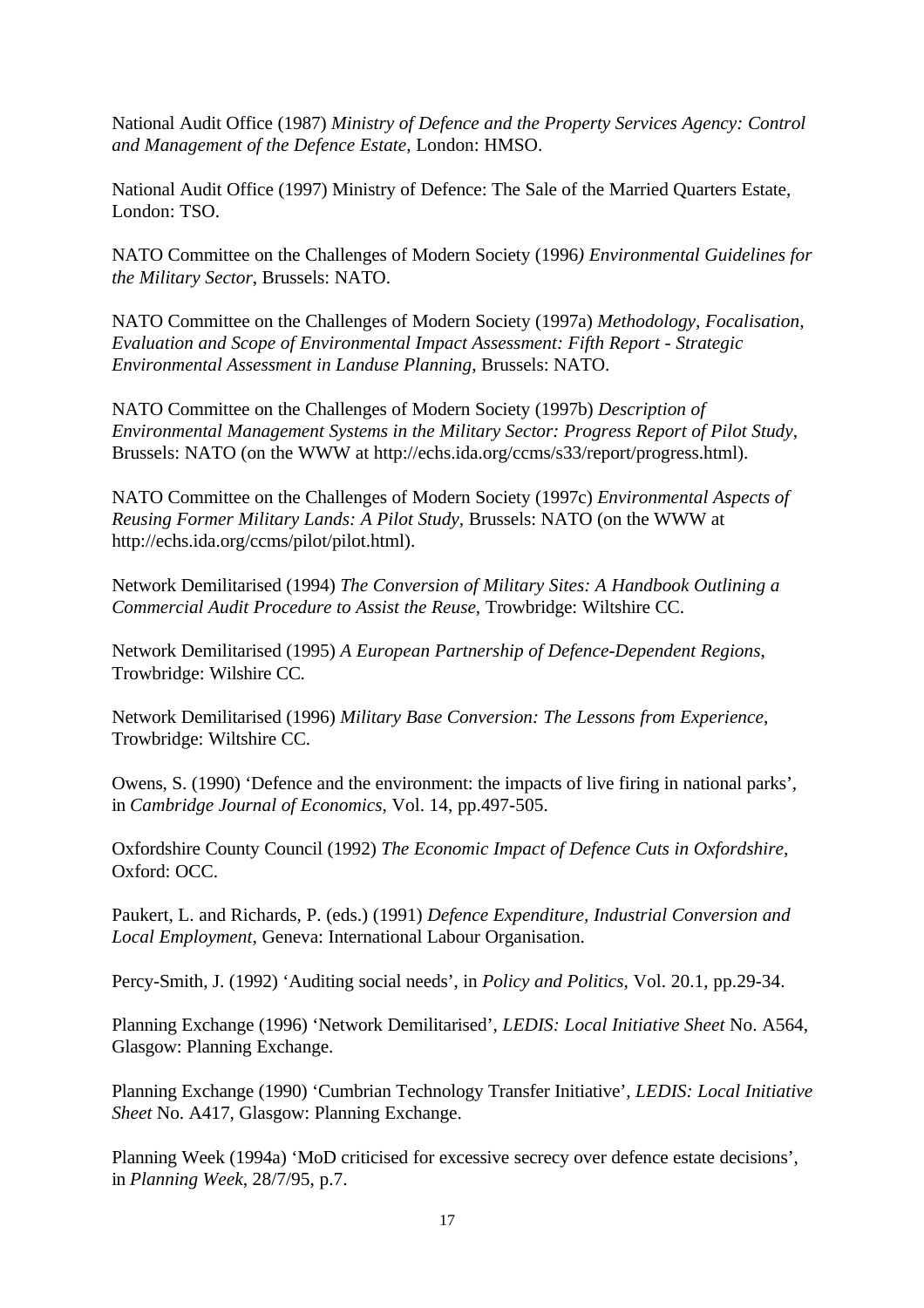National Audit Office (1987) *Ministry of Defence and the Property Services Agency: Control and Management of the Defence Estate*, London: HMSO.

National Audit Office (1997) Ministry of Defence: The Sale of the Married Quarters Estate, London: TSO.

NATO Committee on the Challenges of Modern Society (1996*) Environmental Guidelines for the Military Sector*, Brussels: NATO.

NATO Committee on the Challenges of Modern Society (1997a) *Methodology, Focalisation, Evaluation and Scope of Environmental Impact Assessment: Fifth Report - Strategic Environmental Assessment in Landuse Planning*, Brussels: NATO.

NATO Committee on the Challenges of Modern Society (1997b) *Description of Environmental Management Systems in the Military Sector: Progress Report of Pilot Study*, Brussels: NATO (on the WWW at http://echs.ida.org/ccms/s33/report/progress.html).

NATO Committee on the Challenges of Modern Society (1997c) *Environmental Aspects of Reusing Former Military Lands: A Pilot Study*, Brussels: NATO (on the WWW at http://echs.ida.org/ccms/pilot/pilot.html).

Network Demilitarised (1994) *The Conversion of Military Sites: A Handbook Outlining a Commercial Audit Procedure to Assist the Reuse*, Trowbridge: Wiltshire CC.

Network Demilitarised (1995) *A European Partnership of Defence-Dependent Regions*, Trowbridge: Wilshire CC.

Network Demilitarised (1996) *Military Base Conversion: The Lessons from Experience*, Trowbridge: Wiltshire CC.

Owens, S. (1990) 'Defence and the environment: the impacts of live firing in national parks', in *Cambridge Journal of Economics*, Vol. 14, pp.497-505.

Oxfordshire County Council (1992) *The Economic Impact of Defence Cuts in Oxfordshire*, Oxford: OCC.

Paukert, L. and Richards, P. (eds.) (1991) *Defence Expenditure, Industrial Conversion and Local Employment*, Geneva: International Labour Organisation.

Percy-Smith, J. (1992) 'Auditing social needs', in *Policy and Politics*, Vol. 20.1, pp.29-34.

Planning Exchange (1996) 'Network Demilitarised', *LEDIS: Local Initiative Sheet* No. A564, Glasgow: Planning Exchange.

Planning Exchange (1990) 'Cumbrian Technology Transfer Initiative', *LEDIS: Local Initiative Sheet* No. A417, Glasgow: Planning Exchange.

Planning Week (1994a) 'MoD criticised for excessive secrecy over defence estate decisions', in *Planning Week*, 28/7/95, p.7.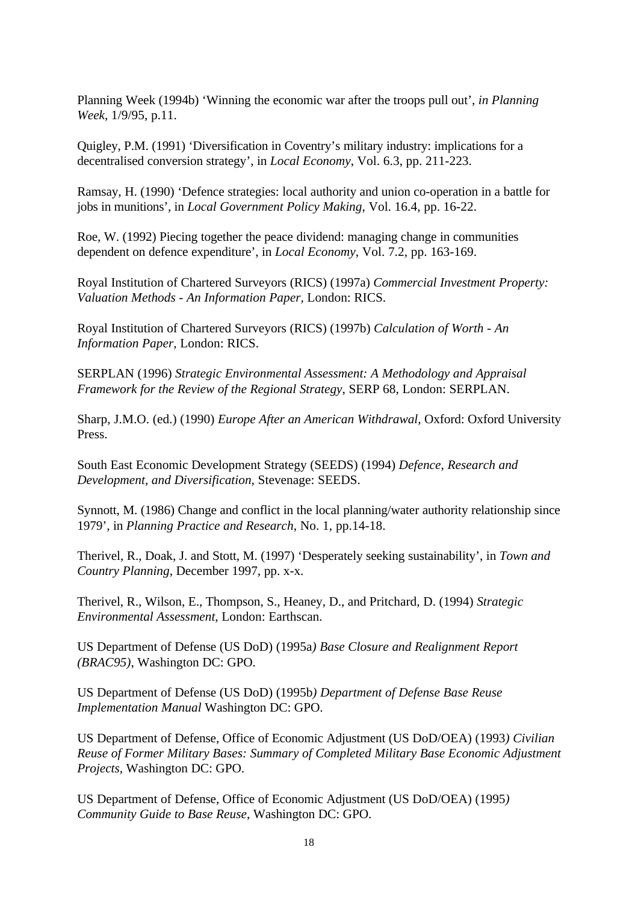Planning Week (1994b) 'Winning the economic war after the troops pull out', *in Planning Week*, 1/9/95, p.11.

Quigley, P.M. (1991) 'Diversification in Coventry's military industry: implications for a decentralised conversion strategy', in *Local Economy*, Vol. 6.3, pp. 211-223.

Ramsay, H. (1990) 'Defence strategies: local authority and union co-operation in a battle for jobs in munitions', in *Local Government Policy Making*, Vol. 16.4, pp. 16-22.

Roe, W. (1992) Piecing together the peace dividend: managing change in communities dependent on defence expenditure', in *Local Economy*, Vol. 7.2, pp. 163-169.

Royal Institution of Chartered Surveyors (RICS) (1997a) *Commercial Investment Property: Valuation Methods - An Information Paper*, London: RICS.

Royal Institution of Chartered Surveyors (RICS) (1997b) *Calculation of Worth - An Information Paper*, London: RICS.

SERPLAN (1996) *Strategic Environmental Assessment: A Methodology and Appraisal Framework for the Review of the Regional Strategy*, SERP 68, London: SERPLAN.

Sharp, J.M.O. (ed.) (1990) *Europe After an American Withdrawal*, Oxford: Oxford University Press.

South East Economic Development Strategy (SEEDS) (1994) *Defence, Research and Development, and Diversification*, Stevenage: SEEDS.

Synnott, M. (1986) Change and conflict in the local planning/water authority relationship since 1979', in *Planning Practice and Research*, No. 1, pp.14-18.

Therivel, R., Doak, J. and Stott, M. (1997) 'Desperately seeking sustainability', in *Town and Country Planning*, December 1997, pp. x-x.

Therivel, R., Wilson, E., Thompson, S., Heaney, D., and Pritchard, D. (1994) *Strategic Environmental Assessment*, London: Earthscan.

US Department of Defense (US DoD) (1995a*) Base Closure and Realignment Report (BRAC95)*, Washington DC: GPO.

US Department of Defense (US DoD) (1995b*) Department of Defense Base Reuse Implementation Manual* Washington DC: GPO.

US Department of Defense, Office of Economic Adjustment (US DoD/OEA) (1993*) Civilian Reuse of Former Military Bases: Summary of Completed Military Base Economic Adjustment Projects*, Washington DC: GPO.

US Department of Defense, Office of Economic Adjustment (US DoD/OEA) (1995*) Community Guide to Base Reuse*, Washington DC: GPO.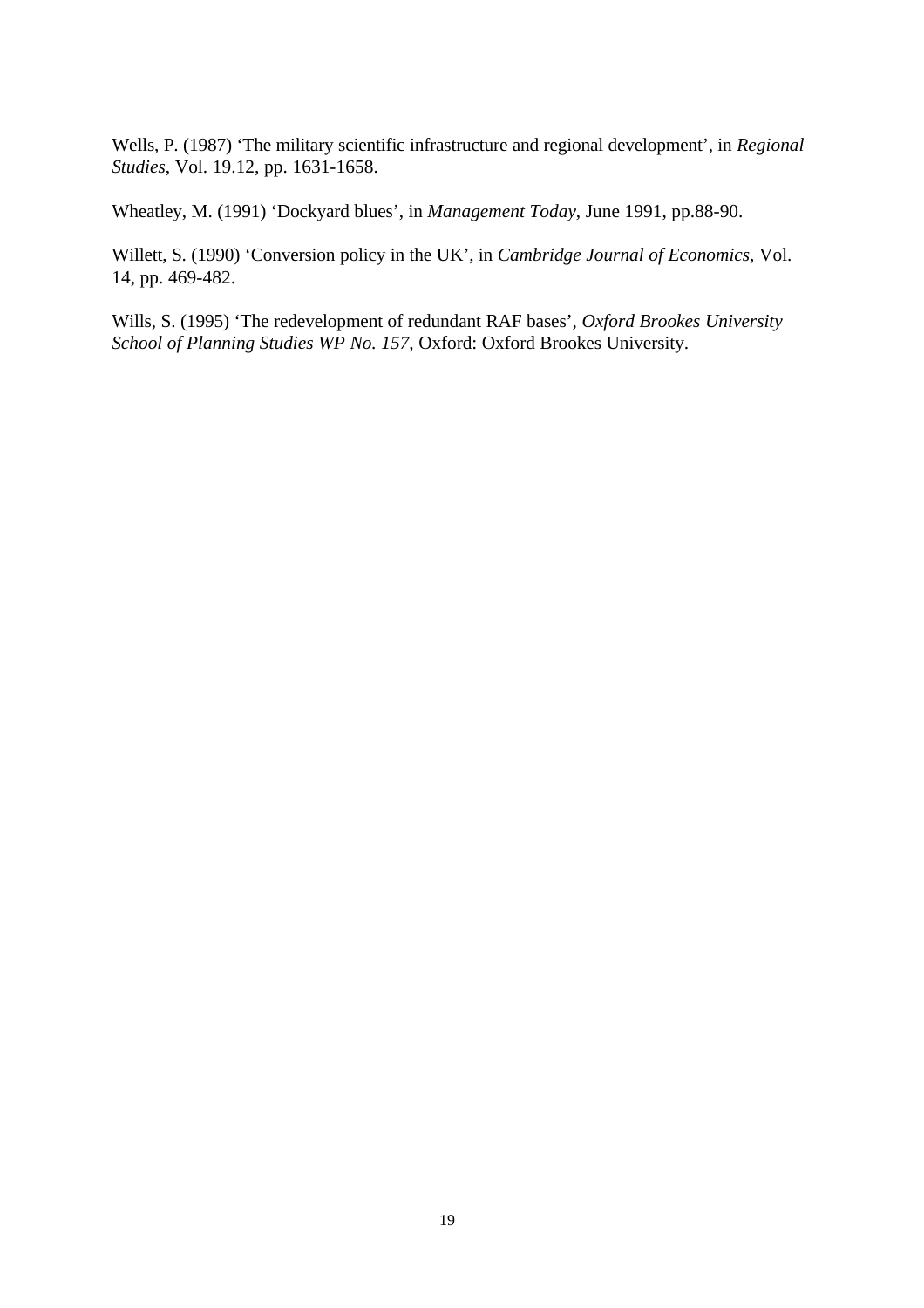Wells, P. (1987) ‘The military scientific infrastructure and regional development’, in *Regional Studies*, Vol. 19.12, pp. 1631-1658.

Wheatley, M. (1991) ‘Dockyard blues’, in *Management Today*, June 1991, pp.88-90.

Willett, S. (1990) ‘Conversion policy in the UK’, in *Cambridge Journal of Economics*, Vol. 14, pp. 469-482.

Wills, S. (1995) ‘The redevelopment of redundant RAF bases’, *Oxford Brookes University School of Planning Studies WP No. 157*, Oxford: Oxford Brookes University.